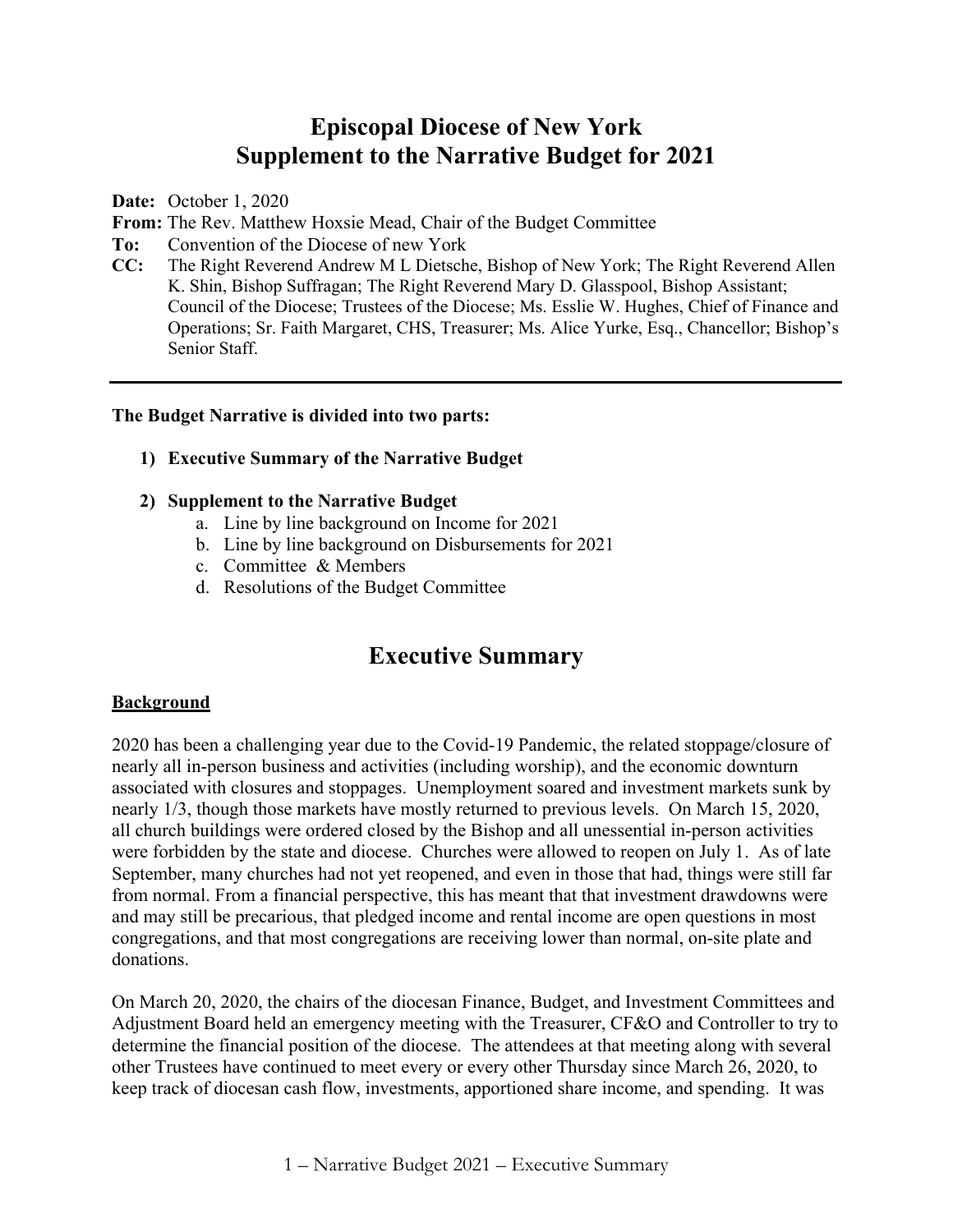# Episcopal Diocese of New York
# Supplement to the Narrative Budget for 2021

**Date:** October 1, 2020

**From:** The Rev. Matthew Hoxsie Mead, Chair of the Budget Committee

**To:** Convention of the Diocese of new York

**CC:** The Right Reverend Andrew M L Dietsche, Bishop of New York; The Right Reverend Allen K. Shin, Bishop Suffragan; The Right Reverend Mary D. Glasspool, Bishop Assistant; Council of the Diocese; Trustees of the Diocese; Ms. Esslie W. Hughes, Chief of Finance and Operations; Sr. Faith Margaret, CHS, Treasurer; Ms. Alice Yurke, Esq., Chancellor; Bishop's Senior Staff.

---

**The Budget Narrative is divided into two parts:**

1) **Executive Summary of the Narrative Budget**

2) **Supplement to the Narrative Budget**
   a. Line by line background on Income for 2021
   b. Line by line background on Disbursements for 2021
   c. Committee & Members
   d. Resolutions of the Budget Committee

## Executive Summary

### Background

2020 has been a challenging year due to the Covid-19 Pandemic, the related stoppage/closure of nearly all in-person business and activities (including worship), and the economic downturn associated with closures and stoppages. Unemployment soared and investment markets sunk by nearly 1/3, though those markets have mostly returned to previous levels. On March 15, 2020, all church buildings were ordered closed by the Bishop and all unessential in-person activities were forbidden by the state and diocese. Churches were allowed to reopen on July 1. As of late September, many churches had not yet reopened, and even in those that had, things were still far from normal. From a financial perspective, this has meant that that investment drawdowns were and may still be precarious, that pledged income and rental income are open questions in most congregations, and that most congregations are receiving lower than normal, on-site plate and donations.

On March 20, 2020, the chairs of the diocesan Finance, Budget, and Investment Committees and Adjustment Board held an emergency meeting with the Treasurer, CF&O and Controller to try to determine the financial position of the diocese. The attendees at that meeting along with several other Trustees have continued to meet every or every other Thursday since March 26, 2020, to keep track of diocesan cash flow, investments, apportioned share income, and spending. It was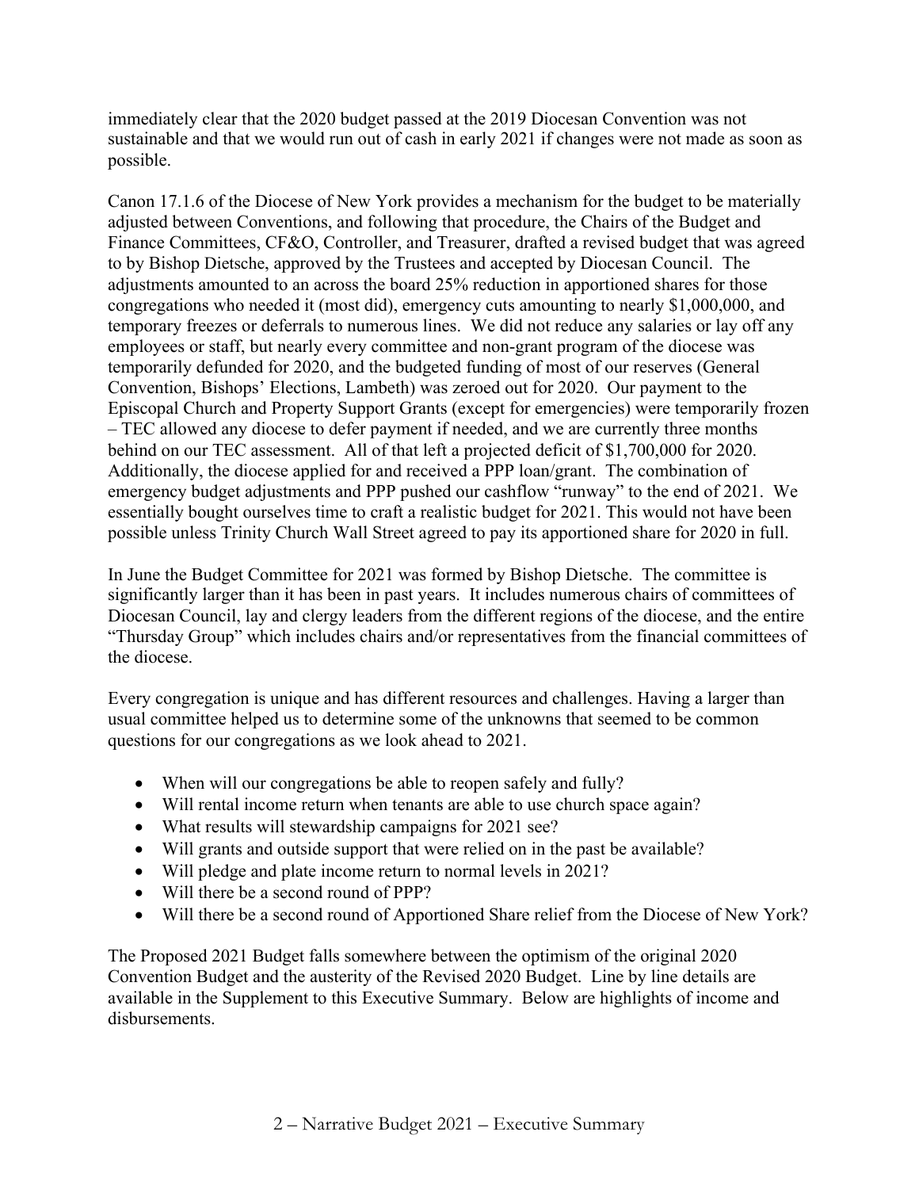immediately clear that the 2020 budget passed at the 2019 Diocesan Convention was not sustainable and that we would run out of cash in early 2021 if changes were not made as soon as possible.

Canon 17.1.6 of the Diocese of New York provides a mechanism for the budget to be materially adjusted between Conventions, and following that procedure, the Chairs of the Budget and Finance Committees, CF&O, Controller, and Treasurer, drafted a revised budget that was agreed to by Bishop Dietsche, approved by the Trustees and accepted by Diocesan Council. The adjustments amounted to an across the board 25% reduction in apportioned shares for those congregations who needed it (most did), emergency cuts amounting to nearly $1,000,000, and temporary freezes or deferrals to numerous lines. We did not reduce any salaries or lay off any employees or staff, but nearly every committee and non-grant program of the diocese was temporarily defunded for 2020, and the budgeted funding of most of our reserves (General Convention, Bishops' Elections, Lambeth) was zeroed out for 2020. Our payment to the Episcopal Church and Property Support Grants (except for emergencies) were temporarily frozen – TEC allowed any diocese to defer payment if needed, and we are currently three months behind on our TEC assessment. All of that left a projected deficit of $1,700,000 for 2020. Additionally, the diocese applied for and received a PPP loan/grant. The combination of emergency budget adjustments and PPP pushed our cashflow "runway" to the end of 2021. We essentially bought ourselves time to craft a realistic budget for 2021. This would not have been possible unless Trinity Church Wall Street agreed to pay its apportioned share for 2020 in full.

In June the Budget Committee for 2021 was formed by Bishop Dietsche. The committee is significantly larger than it has been in past years. It includes numerous chairs of committees of Diocesan Council, lay and clergy leaders from the different regions of the diocese, and the entire "Thursday Group" which includes chairs and/or representatives from the financial committees of the diocese.

Every congregation is unique and has different resources and challenges. Having a larger than usual committee helped us to determine some of the unknowns that seemed to be common questions for our congregations as we look ahead to 2021.

- When will our congregations be able to reopen safely and fully?
- Will rental income return when tenants are able to use church space again?
- What results will stewardship campaigns for 2021 see?
- Will grants and outside support that were relied on in the past be available?
- Will pledge and plate income return to normal levels in 2021?
- Will there be a second round of PPP?
- Will there be a second round of Apportioned Share relief from the Diocese of New York?

The Proposed 2021 Budget falls somewhere between the optimism of the original 2020 Convention Budget and the austerity of the Revised 2020 Budget. Line by line details are available in the Supplement to this Executive Summary. Below are highlights of income and disbursements.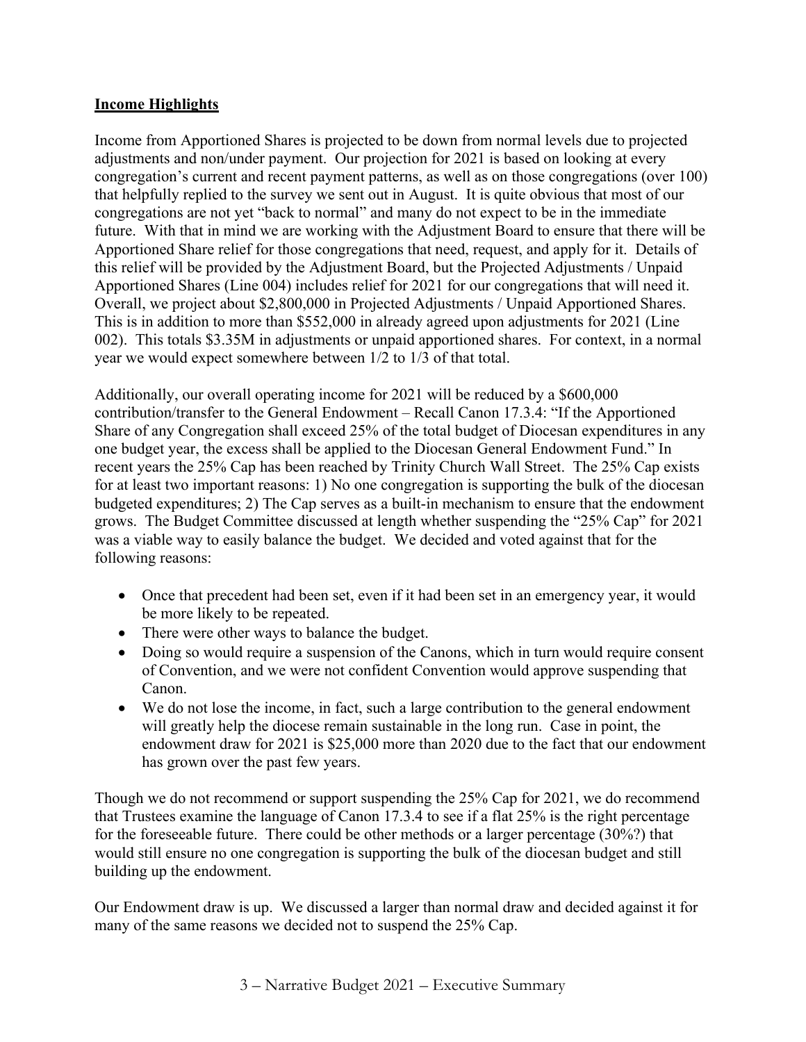**Income Highlights**

Income from Apportioned Shares is projected to be down from normal levels due to projected adjustments and non/under payment. Our projection for 2021 is based on looking at every congregation's current and recent payment patterns, as well as on those congregations (over 100) that helpfully replied to the survey we sent out in August. It is quite obvious that most of our congregations are not yet "back to normal" and many do not expect to be in the immediate future. With that in mind we are working with the Adjustment Board to ensure that there will be Apportioned Share relief for those congregations that need, request, and apply for it. Details of this relief will be provided by the Adjustment Board, but the Projected Adjustments / Unpaid Apportioned Shares (Line 004) includes relief for 2021 for our congregations that will need it. Overall, we project about $2,800,000 in Projected Adjustments / Unpaid Apportioned Shares. This is in addition to more than $552,000 in already agreed upon adjustments for 2021 (Line 002). This totals $3.35M in adjustments or unpaid apportioned shares. For context, in a normal year we would expect somewhere between 1/2 to 1/3 of that total.

Additionally, our overall operating income for 2021 will be reduced by a $600,000 contribution/transfer to the General Endowment – Recall Canon 17.3.4: "If the Apportioned Share of any Congregation shall exceed 25% of the total budget of Diocesan expenditures in any one budget year, the excess shall be applied to the Diocesan General Endowment Fund." In recent years the 25% Cap has been reached by Trinity Church Wall Street. The 25% Cap exists for at least two important reasons: 1) No one congregation is supporting the bulk of the diocesan budgeted expenditures; 2) The Cap serves as a built-in mechanism to ensure that the endowment grows. The Budget Committee discussed at length whether suspending the "25% Cap" for 2021 was a viable way to easily balance the budget. We decided and voted against that for the following reasons:

- Once that precedent had been set, even if it had been set in an emergency year, it would be more likely to be repeated.
- There were other ways to balance the budget.
- Doing so would require a suspension of the Canons, which in turn would require consent of Convention, and we were not confident Convention would approve suspending that Canon.
- We do not lose the income, in fact, such a large contribution to the general endowment will greatly help the diocese remain sustainable in the long run. Case in point, the endowment draw for 2021 is $25,000 more than 2020 due to the fact that our endowment has grown over the past few years.

Though we do not recommend or support suspending the 25% Cap for 2021, we do recommend that Trustees examine the language of Canon 17.3.4 to see if a flat 25% is the right percentage for the foreseeable future. There could be other methods or a larger percentage (30%?) that would still ensure no one congregation is supporting the bulk of the diocesan budget and still building up the endowment.

Our Endowment draw is up. We discussed a larger than normal draw and decided against it for many of the same reasons we decided not to suspend the 25% Cap.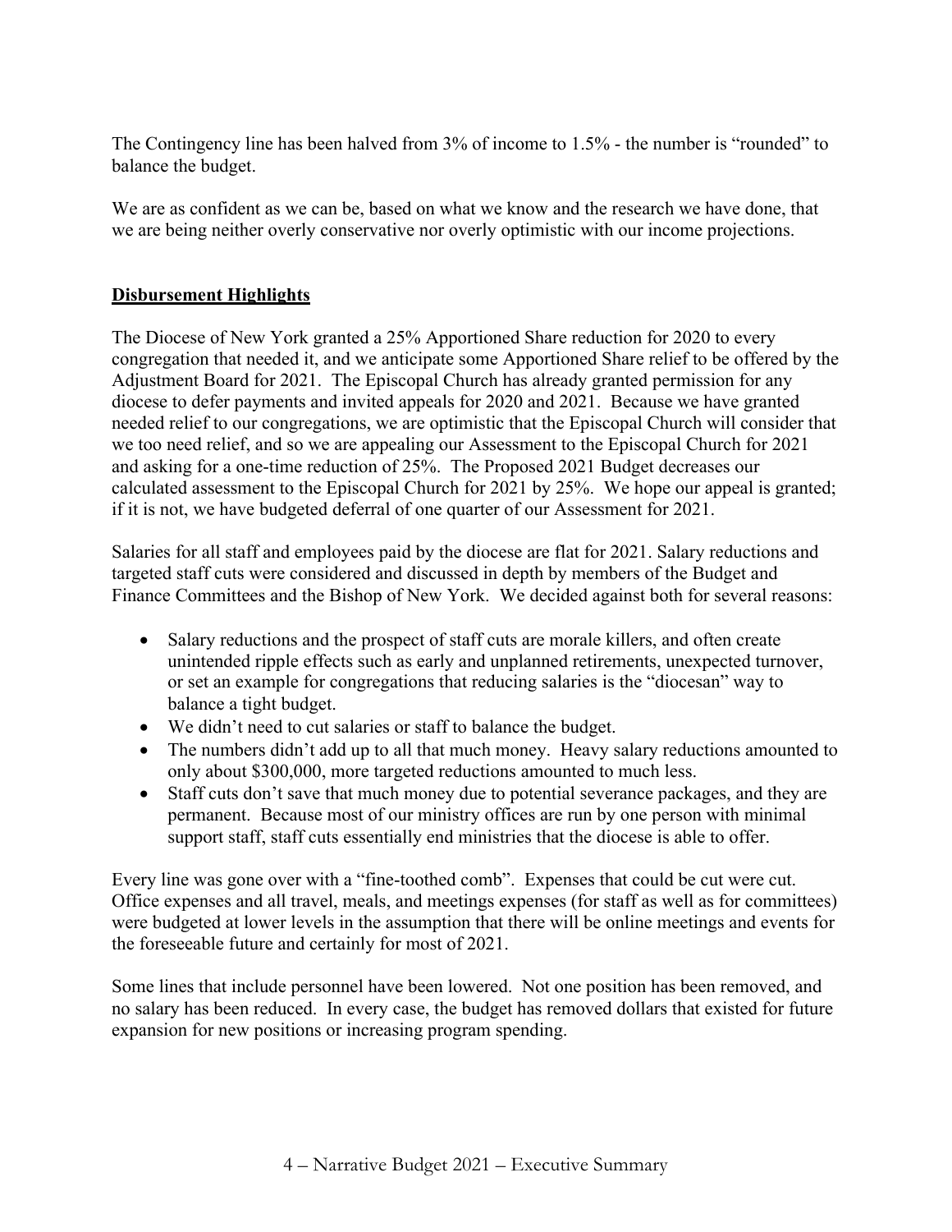The Contingency line has been halved from 3% of income to 1.5% - the number is "rounded" to balance the budget.

We are as confident as we can be, based on what we know and the research we have done, that we are being neither overly conservative nor overly optimistic with our income projections.

**Disbursement Highlights**

The Diocese of New York granted a 25% Apportioned Share reduction for 2020 to every congregation that needed it, and we anticipate some Apportioned Share relief to be offered by the Adjustment Board for 2021. The Episcopal Church has already granted permission for any diocese to defer payments and invited appeals for 2020 and 2021. Because we have granted needed relief to our congregations, we are optimistic that the Episcopal Church will consider that we too need relief, and so we are appealing our Assessment to the Episcopal Church for 2021 and asking for a one-time reduction of 25%. The Proposed 2021 Budget decreases our calculated assessment to the Episcopal Church for 2021 by 25%. We hope our appeal is granted; if it is not, we have budgeted deferral of one quarter of our Assessment for 2021.

Salaries for all staff and employees paid by the diocese are flat for 2021. Salary reductions and targeted staff cuts were considered and discussed in depth by members of the Budget and Finance Committees and the Bishop of New York. We decided against both for several reasons:

- Salary reductions and the prospect of staff cuts are morale killers, and often create unintended ripple effects such as early and unplanned retirements, unexpected turnover, or set an example for congregations that reducing salaries is the "diocesan" way to balance a tight budget.
- We didn't need to cut salaries or staff to balance the budget.
- The numbers didn't add up to all that much money. Heavy salary reductions amounted to only about $300,000, more targeted reductions amounted to much less.
- Staff cuts don't save that much money due to potential severance packages, and they are permanent. Because most of our ministry offices are run by one person with minimal support staff, staff cuts essentially end ministries that the diocese is able to offer.

Every line was gone over with a "fine-toothed comb". Expenses that could be cut were cut. Office expenses and all travel, meals, and meetings expenses (for staff as well as for committees) were budgeted at lower levels in the assumption that there will be online meetings and events for the foreseeable future and certainly for most of 2021.

Some lines that include personnel have been lowered. Not one position has been removed, and no salary has been reduced. In every case, the budget has removed dollars that existed for future expansion for new positions or increasing program spending.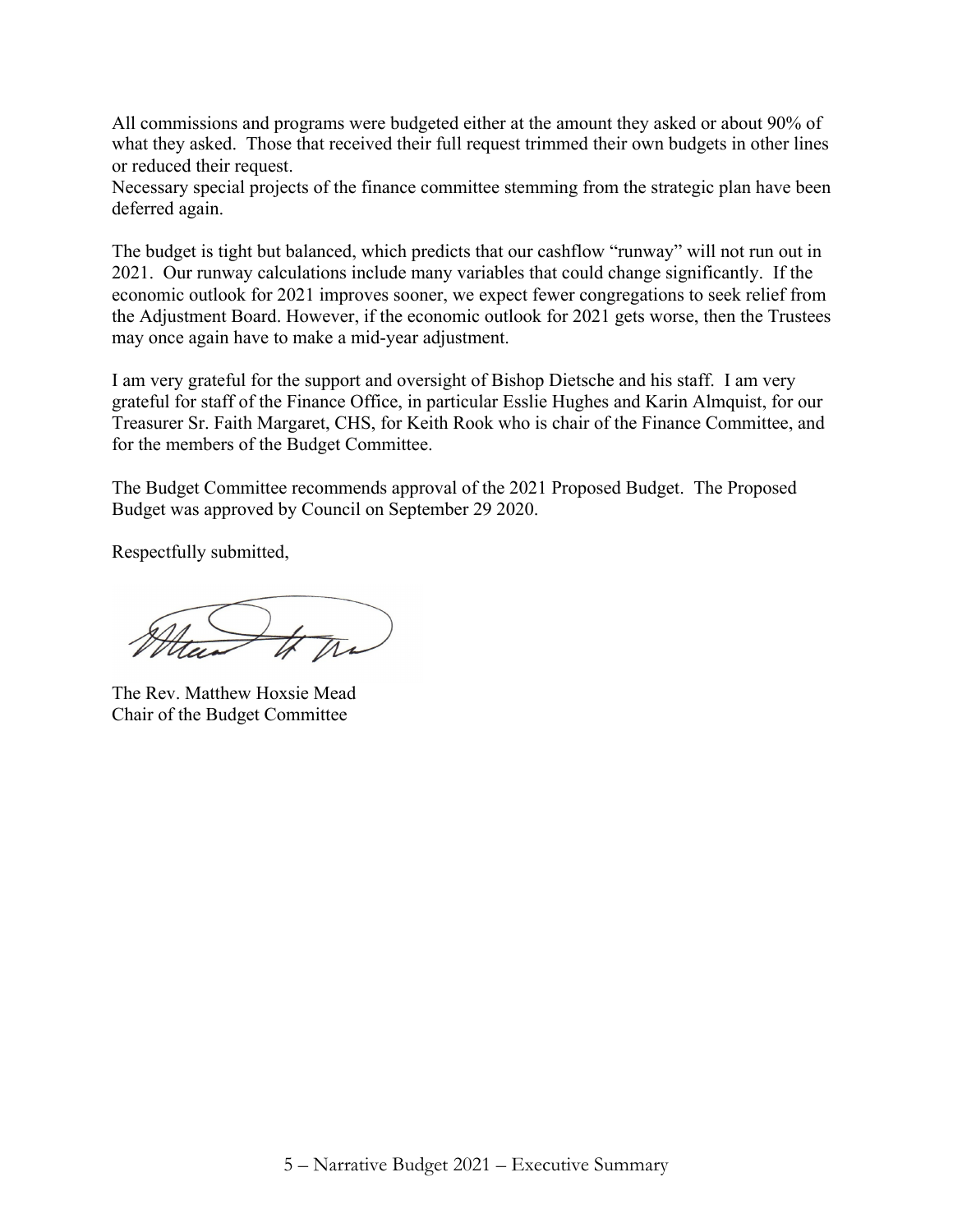All commissions and programs were budgeted either at the amount they asked or about 90% of what they asked. Those that received their full request trimmed their own budgets in other lines or reduced their request.
Necessary special projects of the finance committee stemming from the strategic plan have been deferred again.

The budget is tight but balanced, which predicts that our cashflow "runway" will not run out in 2021. Our runway calculations include many variables that could change significantly. If the economic outlook for 2021 improves sooner, we expect fewer congregations to seek relief from the Adjustment Board. However, if the economic outlook for 2021 gets worse, then the Trustees may once again have to make a mid-year adjustment.

I am very grateful for the support and oversight of Bishop Dietsche and his staff. I am very grateful for staff of the Finance Office, in particular Esslie Hughes and Karin Almquist, for our Treasurer Sr. Faith Margaret, CHS, for Keith Rook who is chair of the Finance Committee, and for the members of the Budget Committee.

The Budget Committee recommends approval of the 2021 Proposed Budget. The Proposed Budget was approved by Council on September 29 2020.

Respectfully submitted,

The Rev. Matthew Hoxsie Mead
Chair of the Budget Committee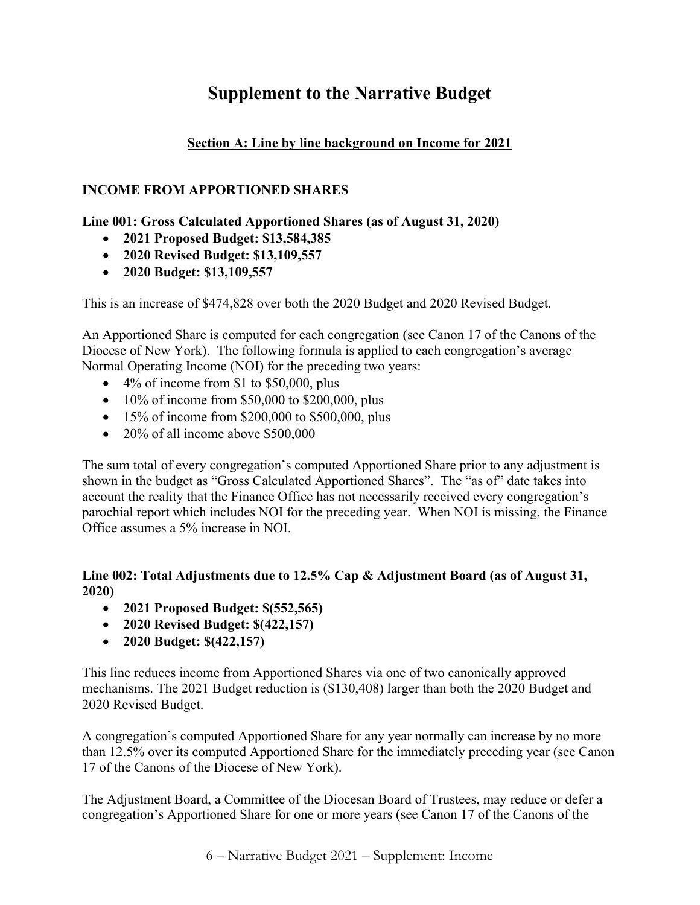# Supplement to the Narrative Budget

## Section A: Line by line background on Income for 2021

### INCOME FROM APPORTIONED SHARES

**Line 001: Gross Calculated Apportioned Shares (as of August 31, 2020)**

- **2021 Proposed Budget: $13,584,385**
- **2020 Revised Budget: $13,109,557**
- **2020 Budget: $13,109,557**

This is an increase of $474,828 over both the 2020 Budget and 2020 Revised Budget.

An Apportioned Share is computed for each congregation (see Canon 17 of the Canons of the Diocese of New York). The following formula is applied to each congregation's average Normal Operating Income (NOI) for the preceding two years:

- 4% of income from $1 to $50,000, plus
- 10% of income from $50,000 to $200,000, plus
- 15% of income from $200,000 to $500,000, plus
- 20% of all income above $500,000

The sum total of every congregation's computed Apportioned Share prior to any adjustment is shown in the budget as "Gross Calculated Apportioned Shares". The "as of" date takes into account the reality that the Finance Office has not necessarily received every congregation's parochial report which includes NOI for the preceding year. When NOI is missing, the Finance Office assumes a 5% increase in NOI.

**Line 002: Total Adjustments due to 12.5% Cap & Adjustment Board (as of August 31, 2020)**

- **2021 Proposed Budget: $(552,565)**
- **2020 Revised Budget: $(422,157)**
- **2020 Budget: $(422,157)**

This line reduces income from Apportioned Shares via one of two canonically approved mechanisms. The 2021 Budget reduction is ($130,408) larger than both the 2020 Budget and 2020 Revised Budget.

A congregation's computed Apportioned Share for any year normally can increase by no more than 12.5% over its computed Apportioned Share for the immediately preceding year (see Canon 17 of the Canons of the Diocese of New York).

The Adjustment Board, a Committee of the Diocesan Board of Trustees, may reduce or defer a congregation's Apportioned Share for one or more years (see Canon 17 of the Canons of the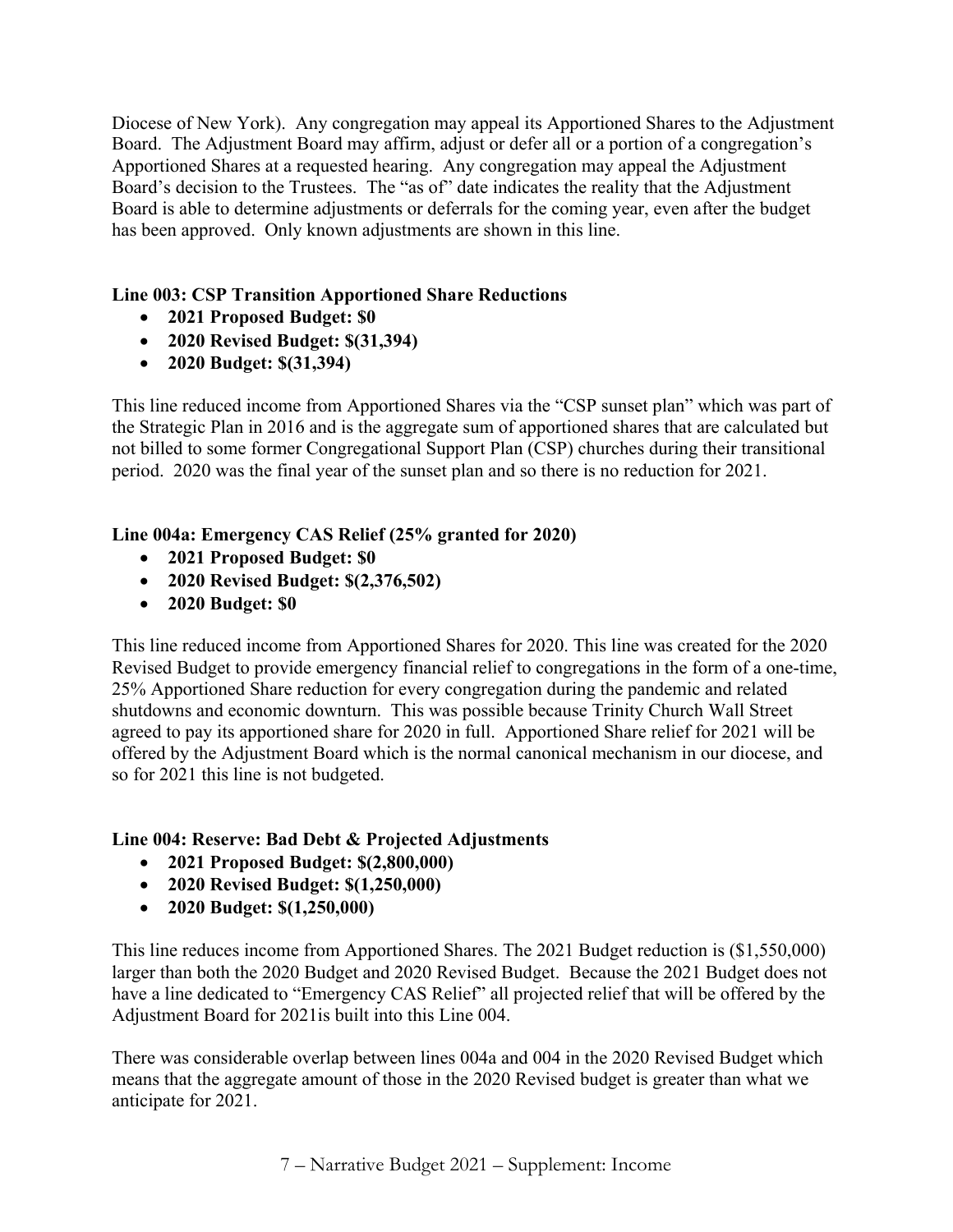Diocese of New York). Any congregation may appeal its Apportioned Shares to the Adjustment Board. The Adjustment Board may affirm, adjust or defer all or a portion of a congregation's Apportioned Shares at a requested hearing. Any congregation may appeal the Adjustment Board's decision to the Trustees. The "as of" date indicates the reality that the Adjustment Board is able to determine adjustments or deferrals for the coming year, even after the budget has been approved. Only known adjustments are shown in this line.

**Line 003: CSP Transition Apportioned Share Reductions**

- **2021 Proposed Budget: $0**
- **2020 Revised Budget: $(31,394)**
- **2020 Budget: $(31,394)**

This line reduced income from Apportioned Shares via the "CSP sunset plan" which was part of the Strategic Plan in 2016 and is the aggregate sum of apportioned shares that are calculated but not billed to some former Congregational Support Plan (CSP) churches during their transitional period. 2020 was the final year of the sunset plan and so there is no reduction for 2021.

**Line 004a: Emergency CAS Relief (25% granted for 2020)**

- **2021 Proposed Budget: $0**
- **2020 Revised Budget: $(2,376,502)**
- **2020 Budget: $0**

This line reduced income from Apportioned Shares for 2020. This line was created for the 2020 Revised Budget to provide emergency financial relief to congregations in the form of a one-time, 25% Apportioned Share reduction for every congregation during the pandemic and related shutdowns and economic downturn. This was possible because Trinity Church Wall Street agreed to pay its apportioned share for 2020 in full. Apportioned Share relief for 2021 will be offered by the Adjustment Board which is the normal canonical mechanism in our diocese, and so for 2021 this line is not budgeted.

**Line 004: Reserve: Bad Debt & Projected Adjustments**

- **2021 Proposed Budget: $(2,800,000)**
- **2020 Revised Budget: $(1,250,000)**
- **2020 Budget: $(1,250,000)**

This line reduces income from Apportioned Shares. The 2021 Budget reduction is ($1,550,000) larger than both the 2020 Budget and 2020 Revised Budget. Because the 2021 Budget does not have a line dedicated to "Emergency CAS Relief" all projected relief that will be offered by the Adjustment Board for 2021is built into this Line 004.

There was considerable overlap between lines 004a and 004 in the 2020 Revised Budget which means that the aggregate amount of those in the 2020 Revised budget is greater than what we anticipate for 2021.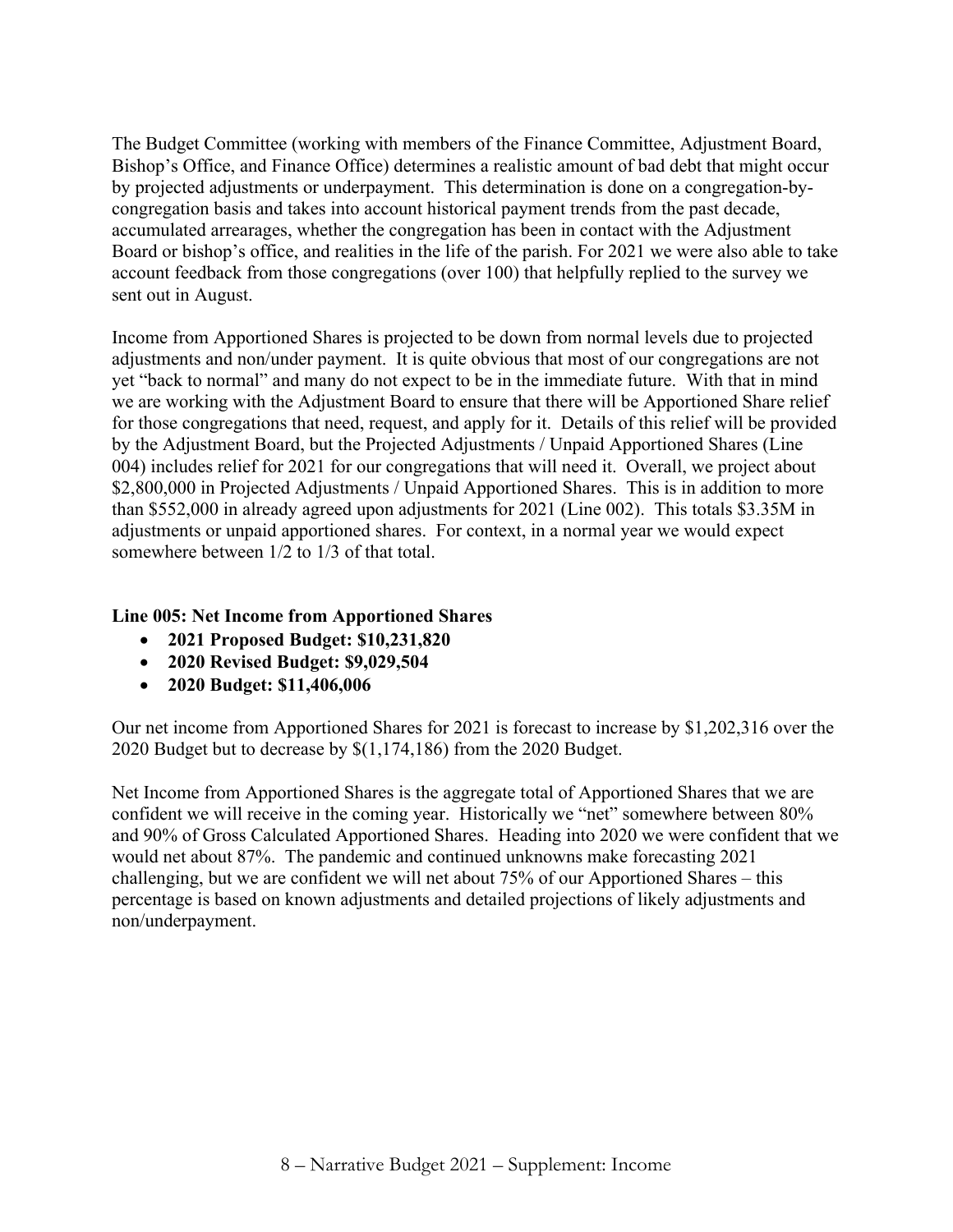The Budget Committee (working with members of the Finance Committee, Adjustment Board, Bishop's Office, and Finance Office) determines a realistic amount of bad debt that might occur by projected adjustments or underpayment. This determination is done on a congregation-by-congregation basis and takes into account historical payment trends from the past decade, accumulated arrearages, whether the congregation has been in contact with the Adjustment Board or bishop's office, and realities in the life of the parish. For 2021 we were also able to take account feedback from those congregations (over 100) that helpfully replied to the survey we sent out in August.

Income from Apportioned Shares is projected to be down from normal levels due to projected adjustments and non/under payment. It is quite obvious that most of our congregations are not yet "back to normal" and many do not expect to be in the immediate future. With that in mind we are working with the Adjustment Board to ensure that there will be Apportioned Share relief for those congregations that need, request, and apply for it. Details of this relief will be provided by the Adjustment Board, but the Projected Adjustments / Unpaid Apportioned Shares (Line 004) includes relief for 2021 for our congregations that will need it. Overall, we project about $2,800,000 in Projected Adjustments / Unpaid Apportioned Shares. This is in addition to more than $552,000 in already agreed upon adjustments for 2021 (Line 002). This totals $3.35M in adjustments or unpaid apportioned shares. For context, in a normal year we would expect somewhere between 1/2 to 1/3 of that total.

**Line 005: Net Income from Apportioned Shares**

- **2021 Proposed Budget: $10,231,820**
- **2020 Revised Budget: $9,029,504**
- **2020 Budget: $11,406,006**

Our net income from Apportioned Shares for 2021 is forecast to increase by $1,202,316 over the 2020 Budget but to decrease by $(1,174,186) from the 2020 Budget.

Net Income from Apportioned Shares is the aggregate total of Apportioned Shares that we are confident we will receive in the coming year. Historically we "net" somewhere between 80% and 90% of Gross Calculated Apportioned Shares. Heading into 2020 we were confident that we would net about 87%. The pandemic and continued unknowns make forecasting 2021 challenging, but we are confident we will net about 75% of our Apportioned Shares – this percentage is based on known adjustments and detailed projections of likely adjustments and non/underpayment.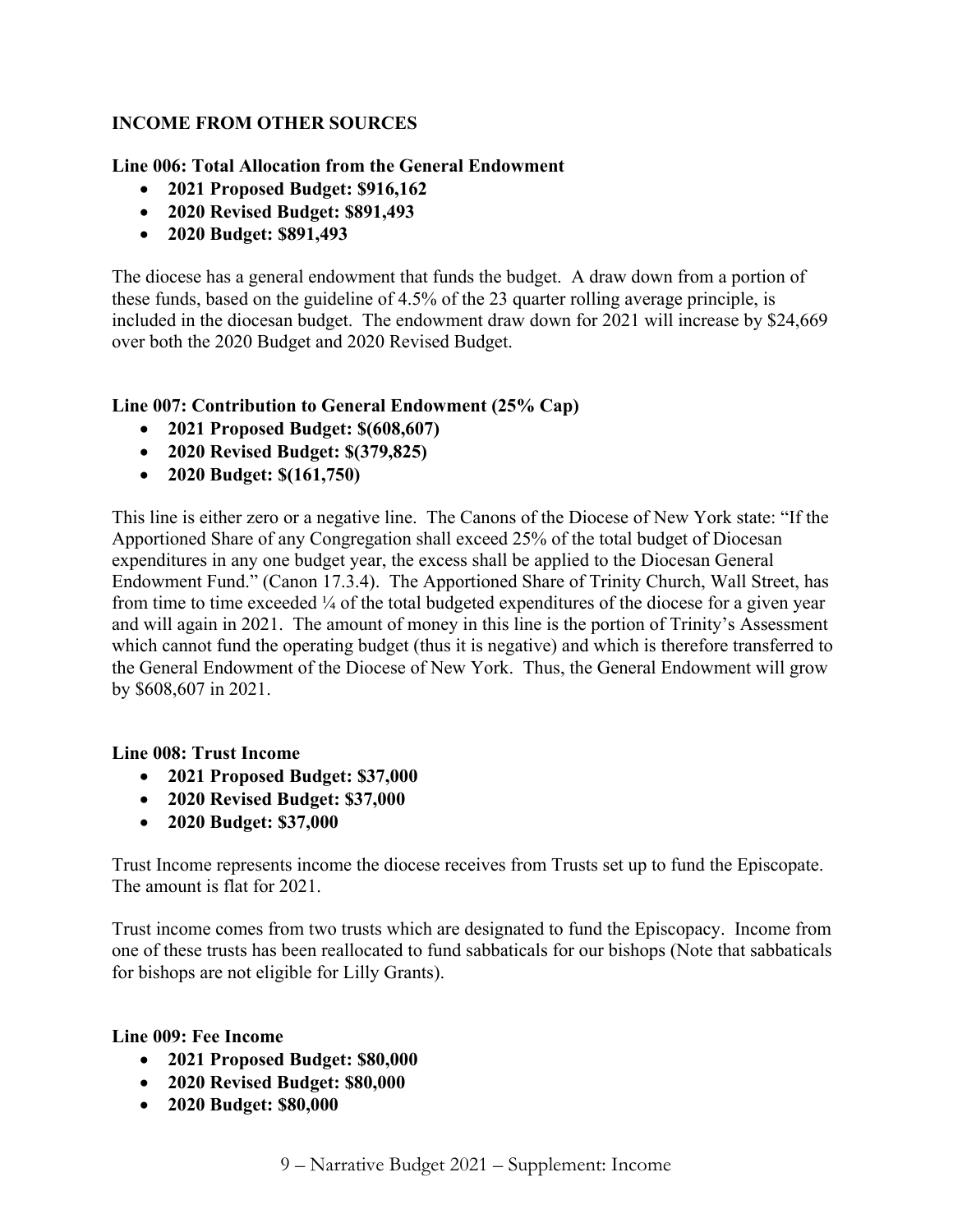**INCOME FROM OTHER SOURCES**

**Line 006: Total Allocation from the General Endowment**

- **2021 Proposed Budget: $916,162**
- **2020 Revised Budget: $891,493**
- **2020 Budget: $891,493**

The diocese has a general endowment that funds the budget. A draw down from a portion of these funds, based on the guideline of 4.5% of the 23 quarter rolling average principle, is included in the diocesan budget. The endowment draw down for 2021 will increase by $24,669 over both the 2020 Budget and 2020 Revised Budget.

**Line 007: Contribution to General Endowment (25% Cap)**

- **2021 Proposed Budget: $(608,607)**
- **2020 Revised Budget: $(379,825)**
- **2020 Budget: $(161,750)**

This line is either zero or a negative line. The Canons of the Diocese of New York state: "If the Apportioned Share of any Congregation shall exceed 25% of the total budget of Diocesan expenditures in any one budget year, the excess shall be applied to the Diocesan General Endowment Fund." (Canon 17.3.4). The Apportioned Share of Trinity Church, Wall Street, has from time to time exceeded ¼ of the total budgeted expenditures of the diocese for a given year and will again in 2021. The amount of money in this line is the portion of Trinity's Assessment which cannot fund the operating budget (thus it is negative) and which is therefore transferred to the General Endowment of the Diocese of New York. Thus, the General Endowment will grow by $608,607 in 2021.

**Line 008: Trust Income**

- **2021 Proposed Budget: $37,000**
- **2020 Revised Budget: $37,000**
- **2020 Budget: $37,000**

Trust Income represents income the diocese receives from Trusts set up to fund the Episcopate. The amount is flat for 2021.

Trust income comes from two trusts which are designated to fund the Episcopacy. Income from one of these trusts has been reallocated to fund sabbaticals for our bishops (Note that sabbaticals for bishops are not eligible for Lilly Grants).

**Line 009: Fee Income**

- **2021 Proposed Budget: $80,000**
- **2020 Revised Budget: $80,000**
- **2020 Budget: $80,000**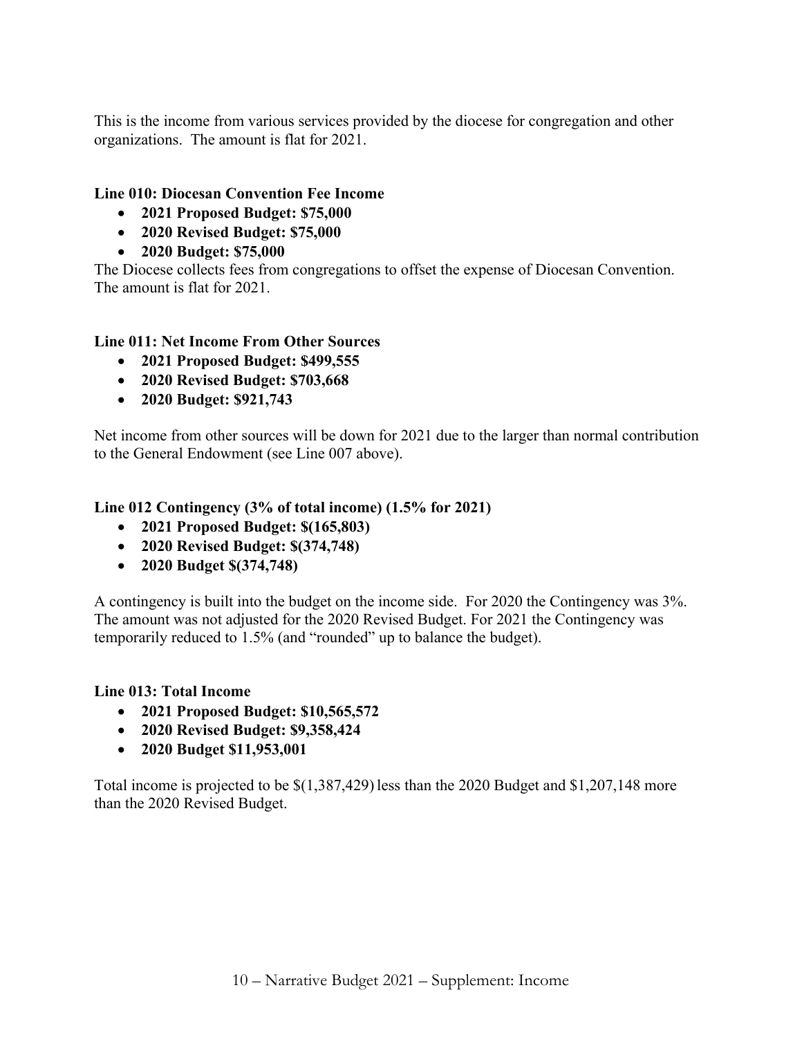This is the income from various services provided by the diocese for congregation and other organizations. The amount is flat for 2021.

**Line 010: Diocesan Convention Fee Income**

- **2021 Proposed Budget: $75,000**
- **2020 Revised Budget: $75,000**
- **2020 Budget: $75,000**

The Diocese collects fees from congregations to offset the expense of Diocesan Convention. The amount is flat for 2021.

**Line 011: Net Income From Other Sources**

- **2021 Proposed Budget: $499,555**
- **2020 Revised Budget: $703,668**
- **2020 Budget: $921,743**

Net income from other sources will be down for 2021 due to the larger than normal contribution to the General Endowment (see Line 007 above).

**Line 012 Contingency (3% of total income) (1.5% for 2021)**

- **2021 Proposed Budget: $(165,803)**
- **2020 Revised Budget: $(374,748)**
- **2020 Budget $(374,748)**

A contingency is built into the budget on the income side. For 2020 the Contingency was 3%. The amount was not adjusted for the 2020 Revised Budget. For 2021 the Contingency was temporarily reduced to 1.5% (and "rounded" up to balance the budget).

**Line 013: Total Income**

- **2021 Proposed Budget: $10,565,572**
- **2020 Revised Budget: $9,358,424**
- **2020 Budget $11,953,001**

Total income is projected to be $(1,387,429) less than the 2020 Budget and $1,207,148 more than the 2020 Revised Budget.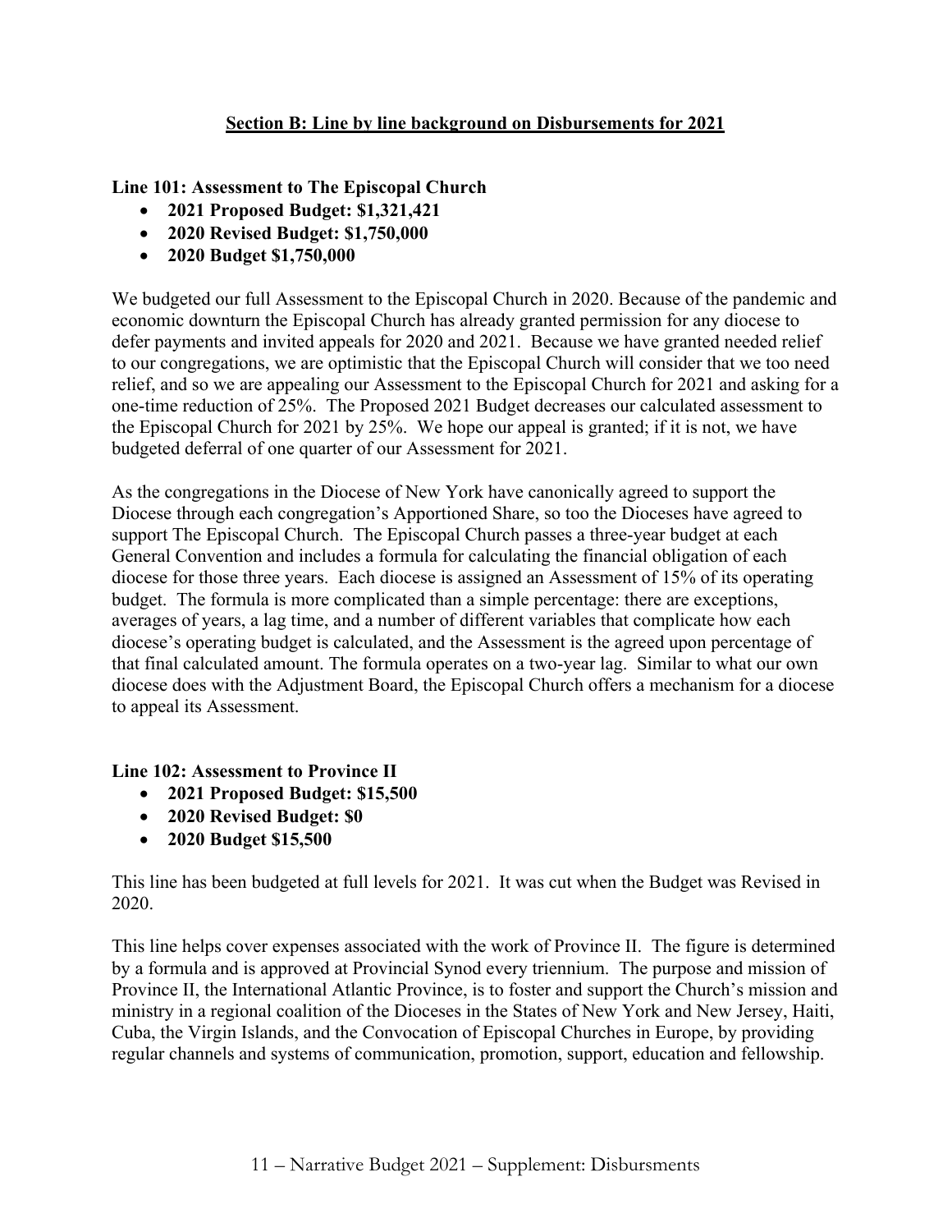## Section B: Line by line background on Disbursements for 2021

### Line 101: Assessment to The Episcopal Church

- **2021 Proposed Budget: $1,321,421**
- **2020 Revised Budget: $1,750,000**
- **2020 Budget $1,750,000**

We budgeted our full Assessment to the Episcopal Church in 2020. Because of the pandemic and economic downturn the Episcopal Church has already granted permission for any diocese to defer payments and invited appeals for 2020 and 2021. Because we have granted needed relief to our congregations, we are optimistic that the Episcopal Church will consider that we too need relief, and so we are appealing our Assessment to the Episcopal Church for 2021 and asking for a one-time reduction of 25%. The Proposed 2021 Budget decreases our calculated assessment to the Episcopal Church for 2021 by 25%. We hope our appeal is granted; if it is not, we have budgeted deferral of one quarter of our Assessment for 2021.

As the congregations in the Diocese of New York have canonically agreed to support the Diocese through each congregation's Apportioned Share, so too the Dioceses have agreed to support The Episcopal Church. The Episcopal Church passes a three-year budget at each General Convention and includes a formula for calculating the financial obligation of each diocese for those three years. Each diocese is assigned an Assessment of 15% of its operating budget. The formula is more complicated than a simple percentage: there are exceptions, averages of years, a lag time, and a number of different variables that complicate how each diocese's operating budget is calculated, and the Assessment is the agreed upon percentage of that final calculated amount. The formula operates on a two-year lag. Similar to what our own diocese does with the Adjustment Board, the Episcopal Church offers a mechanism for a diocese to appeal its Assessment.

### Line 102: Assessment to Province II

- **2021 Proposed Budget: $15,500**
- **2020 Revised Budget: $0**
- **2020 Budget $15,500**

This line has been budgeted at full levels for 2021. It was cut when the Budget was Revised in 2020.

This line helps cover expenses associated with the work of Province II. The figure is determined by a formula and is approved at Provincial Synod every triennium. The purpose and mission of Province II, the International Atlantic Province, is to foster and support the Church's mission and ministry in a regional coalition of the Dioceses in the States of New York and New Jersey, Haiti, Cuba, the Virgin Islands, and the Convocation of Episcopal Churches in Europe, by providing regular channels and systems of communication, promotion, support, education and fellowship.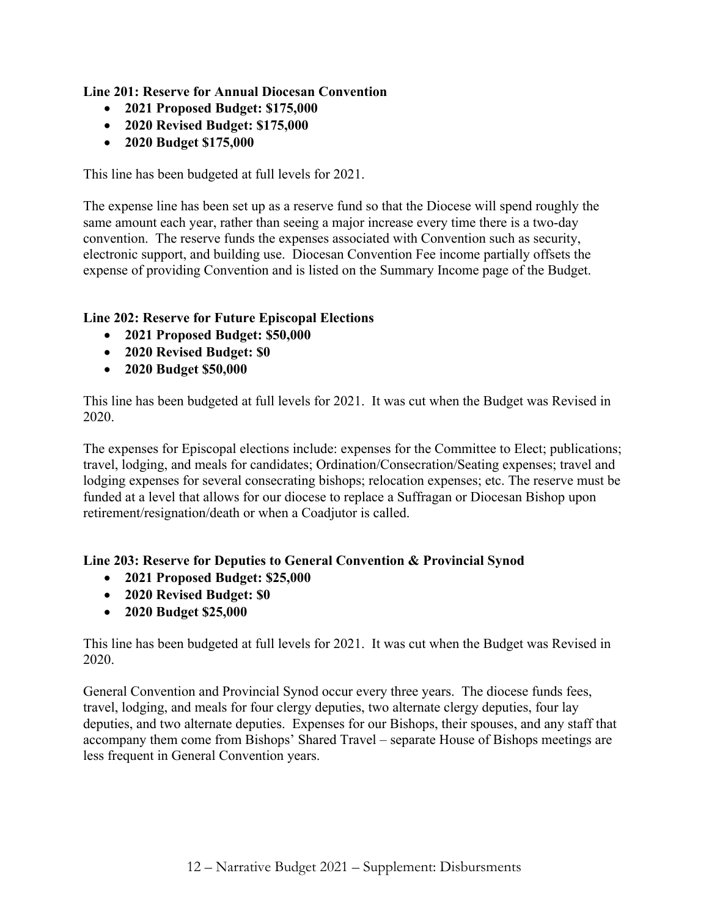**Line 201: Reserve for Annual Diocesan Convention**

- **2021 Proposed Budget: $175,000**
- **2020 Revised Budget: $175,000**
- **2020 Budget $175,000**

This line has been budgeted at full levels for 2021.

The expense line has been set up as a reserve fund so that the Diocese will spend roughly the same amount each year, rather than seeing a major increase every time there is a two-day convention. The reserve funds the expenses associated with Convention such as security, electronic support, and building use. Diocesan Convention Fee income partially offsets the expense of providing Convention and is listed on the Summary Income page of the Budget.

**Line 202: Reserve for Future Episcopal Elections**

- **2021 Proposed Budget: $50,000**
- **2020 Revised Budget: $0**
- **2020 Budget $50,000**

This line has been budgeted at full levels for 2021. It was cut when the Budget was Revised in 2020.

The expenses for Episcopal elections include: expenses for the Committee to Elect; publications; travel, lodging, and meals for candidates; Ordination/Consecration/Seating expenses; travel and lodging expenses for several consecrating bishops; relocation expenses; etc. The reserve must be funded at a level that allows for our diocese to replace a Suffragan or Diocesan Bishop upon retirement/resignation/death or when a Coadjutor is called.

**Line 203: Reserve for Deputies to General Convention & Provincial Synod**

- **2021 Proposed Budget: $25,000**
- **2020 Revised Budget: $0**
- **2020 Budget $25,000**

This line has been budgeted at full levels for 2021. It was cut when the Budget was Revised in 2020.

General Convention and Provincial Synod occur every three years. The diocese funds fees, travel, lodging, and meals for four clergy deputies, two alternate clergy deputies, four lay deputies, and two alternate deputies. Expenses for our Bishops, their spouses, and any staff that accompany them come from Bishops' Shared Travel – separate House of Bishops meetings are less frequent in General Convention years.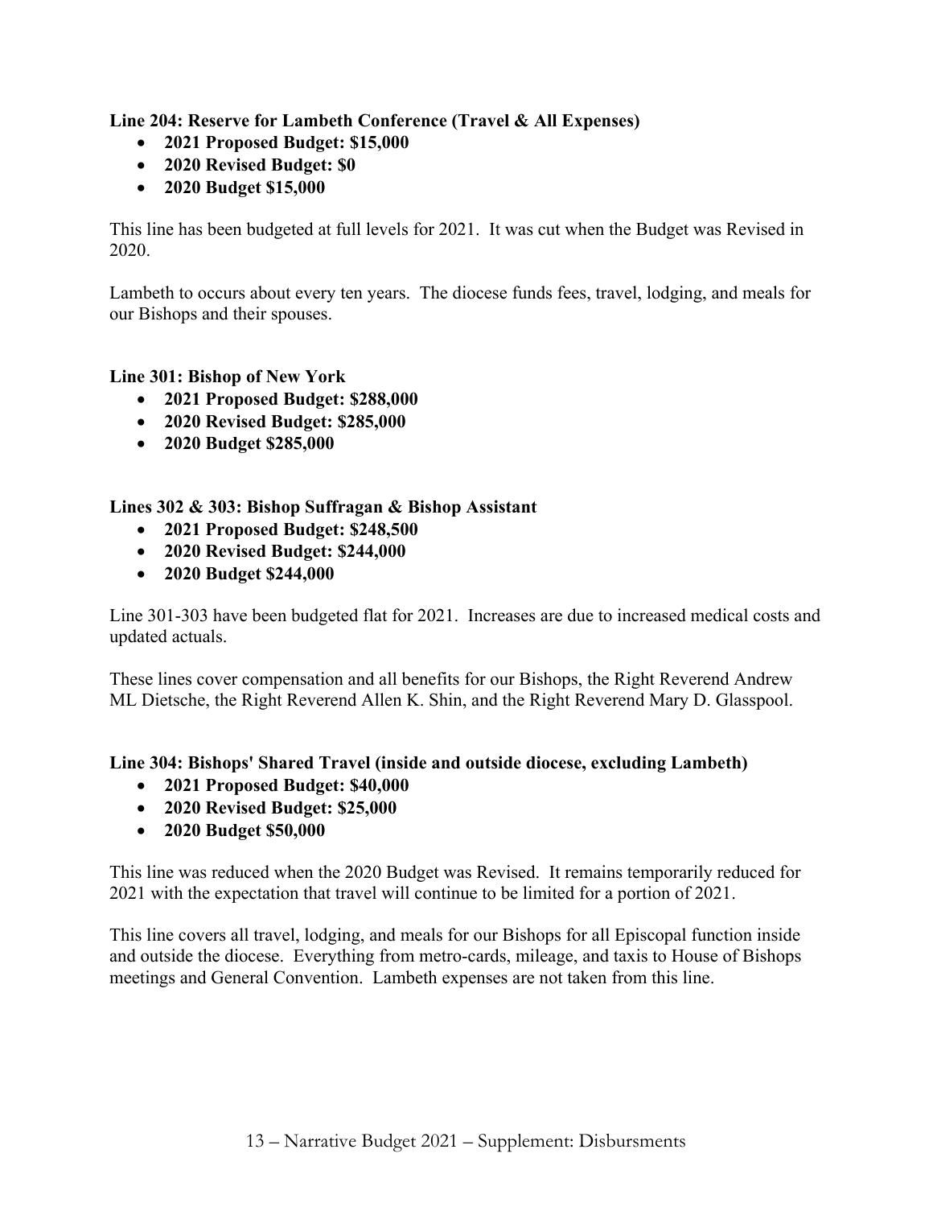**Line 204: Reserve for Lambeth Conference (Travel & All Expenses)**

- **2021 Proposed Budget: $15,000**
- **2020 Revised Budget: $0**
- **2020 Budget $15,000**

This line has been budgeted at full levels for 2021. It was cut when the Budget was Revised in 2020.

Lambeth to occurs about every ten years. The diocese funds fees, travel, lodging, and meals for our Bishops and their spouses.

**Line 301: Bishop of New York**

- **2021 Proposed Budget: $288,000**
- **2020 Revised Budget: $285,000**
- **2020 Budget $285,000**

**Lines 302 & 303: Bishop Suffragan & Bishop Assistant**

- **2021 Proposed Budget: $248,500**
- **2020 Revised Budget: $244,000**
- **2020 Budget $244,000**

Line 301-303 have been budgeted flat for 2021. Increases are due to increased medical costs and updated actuals.

These lines cover compensation and all benefits for our Bishops, the Right Reverend Andrew ML Dietsche, the Right Reverend Allen K. Shin, and the Right Reverend Mary D. Glasspool.

**Line 304: Bishops' Shared Travel (inside and outside diocese, excluding Lambeth)**

- **2021 Proposed Budget: $40,000**
- **2020 Revised Budget: $25,000**
- **2020 Budget $50,000**

This line was reduced when the 2020 Budget was Revised. It remains temporarily reduced for 2021 with the expectation that travel will continue to be limited for a portion of 2021.

This line covers all travel, lodging, and meals for our Bishops for all Episcopal function inside and outside the diocese. Everything from metro-cards, mileage, and taxis to House of Bishops meetings and General Convention. Lambeth expenses are not taken from this line.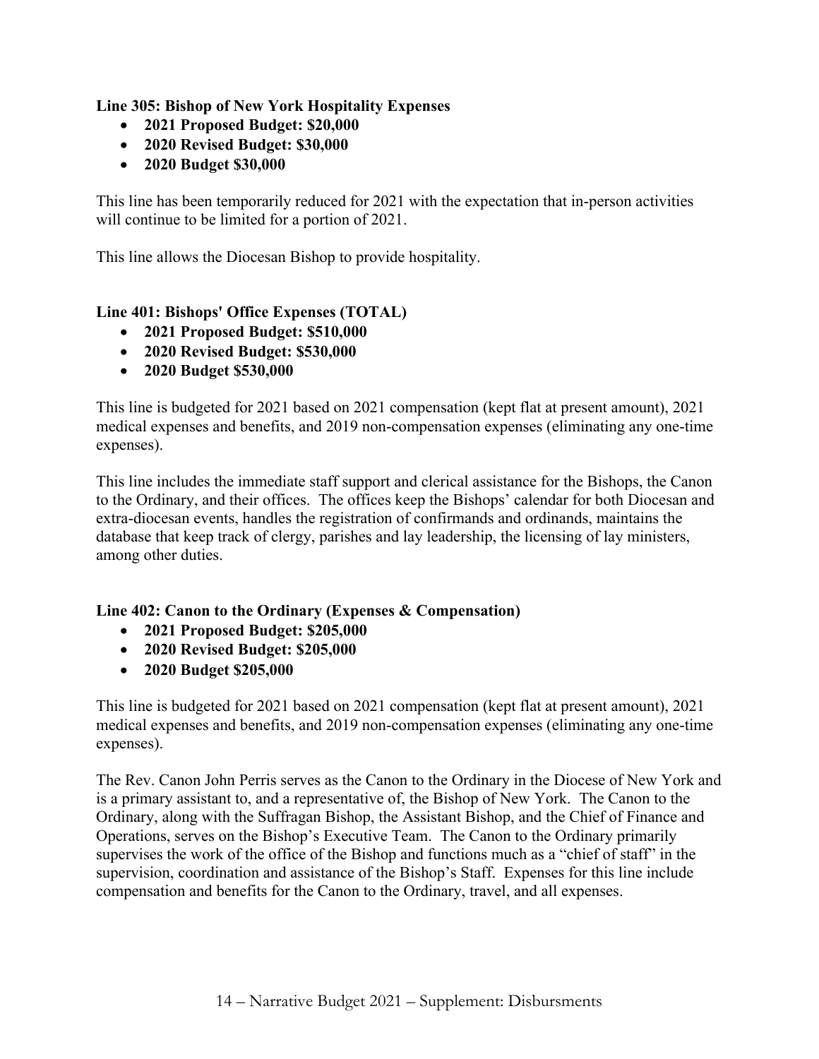**Line 305: Bishop of New York Hospitality Expenses**

- **2021 Proposed Budget: $20,000**
- **2020 Revised Budget: $30,000**
- **2020 Budget $30,000**

This line has been temporarily reduced for 2021 with the expectation that in-person activities will continue to be limited for a portion of 2021.

This line allows the Diocesan Bishop to provide hospitality.

**Line 401: Bishops' Office Expenses (TOTAL)**

- **2021 Proposed Budget: $510,000**
- **2020 Revised Budget: $530,000**
- **2020 Budget $530,000**

This line is budgeted for 2021 based on 2021 compensation (kept flat at present amount), 2021 medical expenses and benefits, and 2019 non-compensation expenses (eliminating any one-time expenses).

This line includes the immediate staff support and clerical assistance for the Bishops, the Canon to the Ordinary, and their offices. The offices keep the Bishops' calendar for both Diocesan and extra-diocesan events, handles the registration of confirmands and ordinands, maintains the database that keep track of clergy, parishes and lay leadership, the licensing of lay ministers, among other duties.

**Line 402: Canon to the Ordinary (Expenses & Compensation)**

- **2021 Proposed Budget: $205,000**
- **2020 Revised Budget: $205,000**
- **2020 Budget $205,000**

This line is budgeted for 2021 based on 2021 compensation (kept flat at present amount), 2021 medical expenses and benefits, and 2019 non-compensation expenses (eliminating any one-time expenses).

The Rev. Canon John Perris serves as the Canon to the Ordinary in the Diocese of New York and is a primary assistant to, and a representative of, the Bishop of New York. The Canon to the Ordinary, along with the Suffragan Bishop, the Assistant Bishop, and the Chief of Finance and Operations, serves on the Bishop's Executive Team. The Canon to the Ordinary primarily supervises the work of the office of the Bishop and functions much as a "chief of staff" in the supervision, coordination and assistance of the Bishop's Staff. Expenses for this line include compensation and benefits for the Canon to the Ordinary, travel, and all expenses.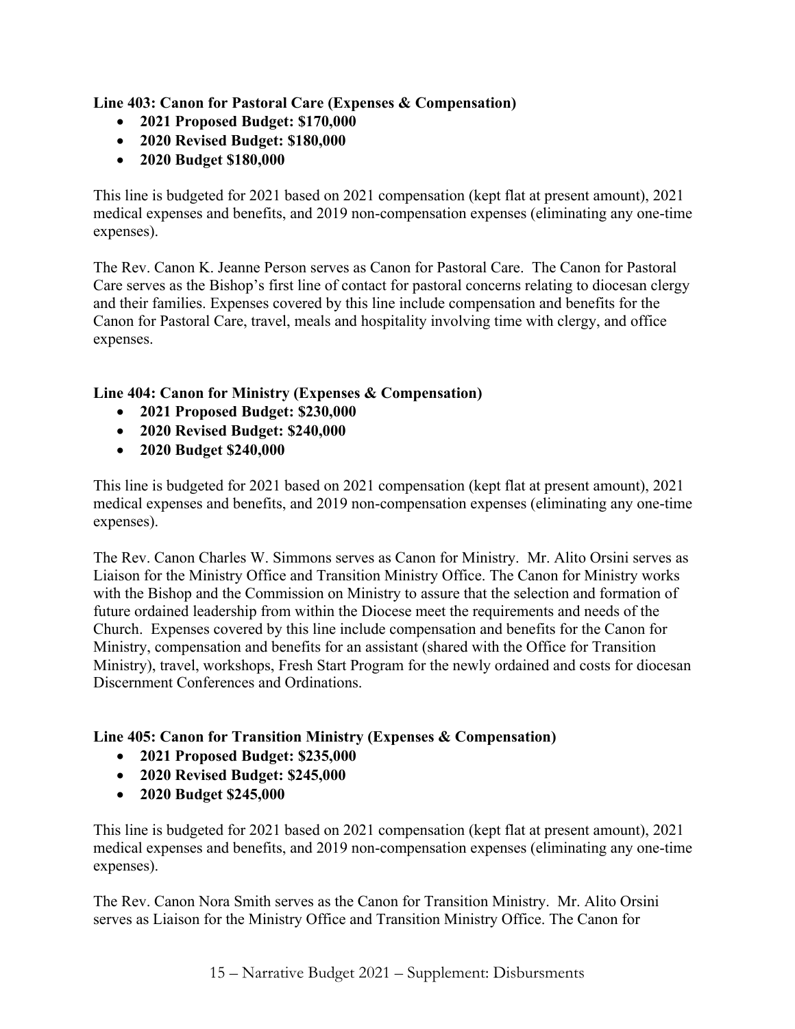**Line 403: Canon for Pastoral Care (Expenses & Compensation)**

- **2021 Proposed Budget: $170,000**
- **2020 Revised Budget: $180,000**
- **2020 Budget $180,000**

This line is budgeted for 2021 based on 2021 compensation (kept flat at present amount), 2021 medical expenses and benefits, and 2019 non-compensation expenses (eliminating any one-time expenses).

The Rev. Canon K. Jeanne Person serves as Canon for Pastoral Care. The Canon for Pastoral Care serves as the Bishop's first line of contact for pastoral concerns relating to diocesan clergy and their families. Expenses covered by this line include compensation and benefits for the Canon for Pastoral Care, travel, meals and hospitality involving time with clergy, and office expenses.

**Line 404: Canon for Ministry (Expenses & Compensation)**

- **2021 Proposed Budget: $230,000**
- **2020 Revised Budget: $240,000**
- **2020 Budget $240,000**

This line is budgeted for 2021 based on 2021 compensation (kept flat at present amount), 2021 medical expenses and benefits, and 2019 non-compensation expenses (eliminating any one-time expenses).

The Rev. Canon Charles W. Simmons serves as Canon for Ministry. Mr. Alito Orsini serves as Liaison for the Ministry Office and Transition Ministry Office. The Canon for Ministry works with the Bishop and the Commission on Ministry to assure that the selection and formation of future ordained leadership from within the Diocese meet the requirements and needs of the Church. Expenses covered by this line include compensation and benefits for the Canon for Ministry, compensation and benefits for an assistant (shared with the Office for Transition Ministry), travel, workshops, Fresh Start Program for the newly ordained and costs for diocesan Discernment Conferences and Ordinations.

**Line 405: Canon for Transition Ministry (Expenses & Compensation)**

- **2021 Proposed Budget: $235,000**
- **2020 Revised Budget: $245,000**
- **2020 Budget $245,000**

This line is budgeted for 2021 based on 2021 compensation (kept flat at present amount), 2021 medical expenses and benefits, and 2019 non-compensation expenses (eliminating any one-time expenses).

The Rev. Canon Nora Smith serves as the Canon for Transition Ministry. Mr. Alito Orsini serves as Liaison for the Ministry Office and Transition Ministry Office. The Canon for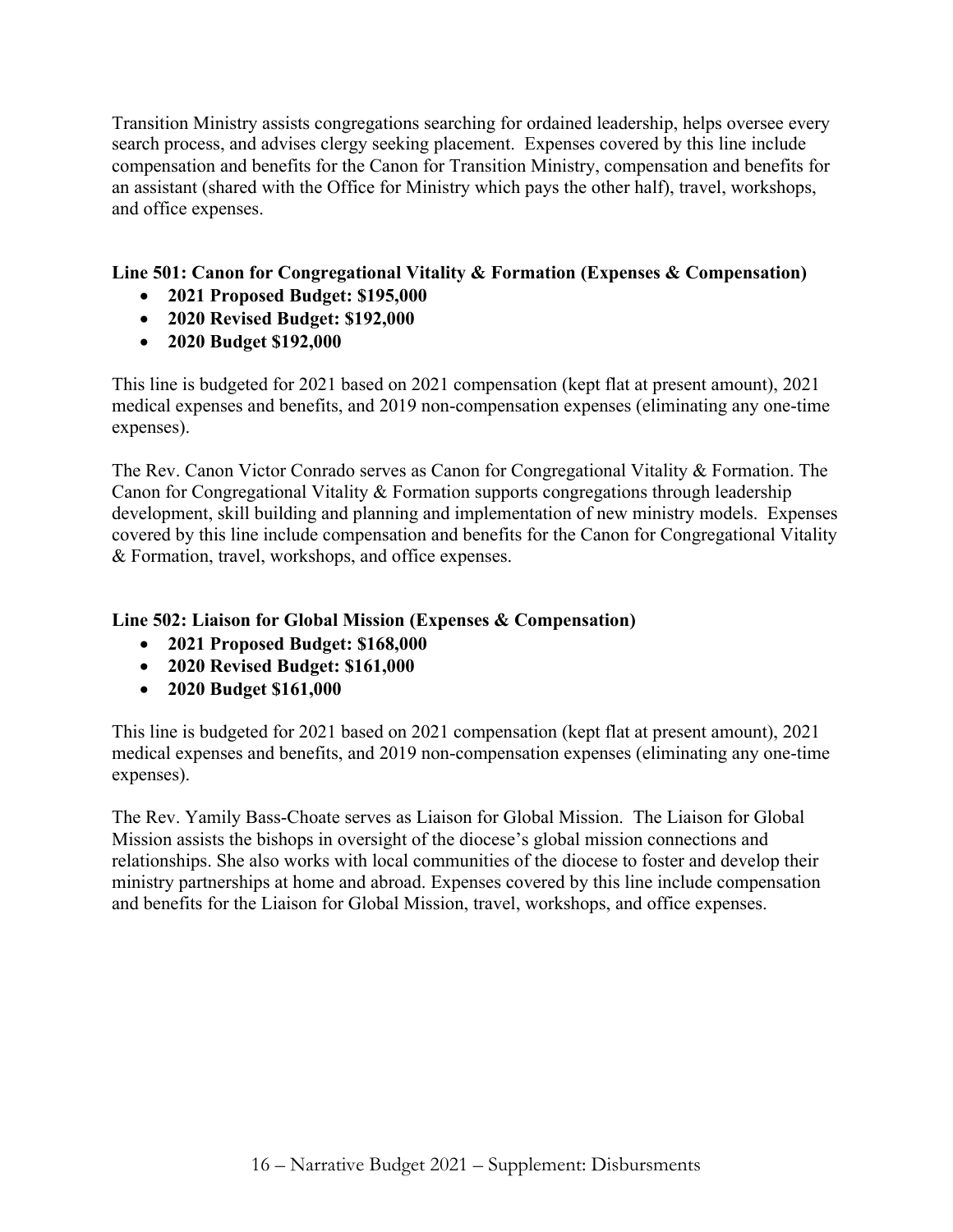Transition Ministry assists congregations searching for ordained leadership, helps oversee every search process, and advises clergy seeking placement. Expenses covered by this line include compensation and benefits for the Canon for Transition Ministry, compensation and benefits for an assistant (shared with the Office for Ministry which pays the other half), travel, workshops, and office expenses.

**Line 501: Canon for Congregational Vitality & Formation (Expenses & Compensation)**

- **2021 Proposed Budget: $195,000**
- **2020 Revised Budget: $192,000**
- **2020 Budget $192,000**

This line is budgeted for 2021 based on 2021 compensation (kept flat at present amount), 2021 medical expenses and benefits, and 2019 non-compensation expenses (eliminating any one-time expenses).

The Rev. Canon Victor Conrado serves as Canon for Congregational Vitality & Formation. The Canon for Congregational Vitality & Formation supports congregations through leadership development, skill building and planning and implementation of new ministry models. Expenses covered by this line include compensation and benefits for the Canon for Congregational Vitality & Formation, travel, workshops, and office expenses.

**Line 502: Liaison for Global Mission (Expenses & Compensation)**

- **2021 Proposed Budget: $168,000**
- **2020 Revised Budget: $161,000**
- **2020 Budget $161,000**

This line is budgeted for 2021 based on 2021 compensation (kept flat at present amount), 2021 medical expenses and benefits, and 2019 non-compensation expenses (eliminating any one-time expenses).

The Rev. Yamily Bass-Choate serves as Liaison for Global Mission. The Liaison for Global Mission assists the bishops in oversight of the diocese's global mission connections and relationships. She also works with local communities of the diocese to foster and develop their ministry partnerships at home and abroad. Expenses covered by this line include compensation and benefits for the Liaison for Global Mission, travel, workshops, and office expenses.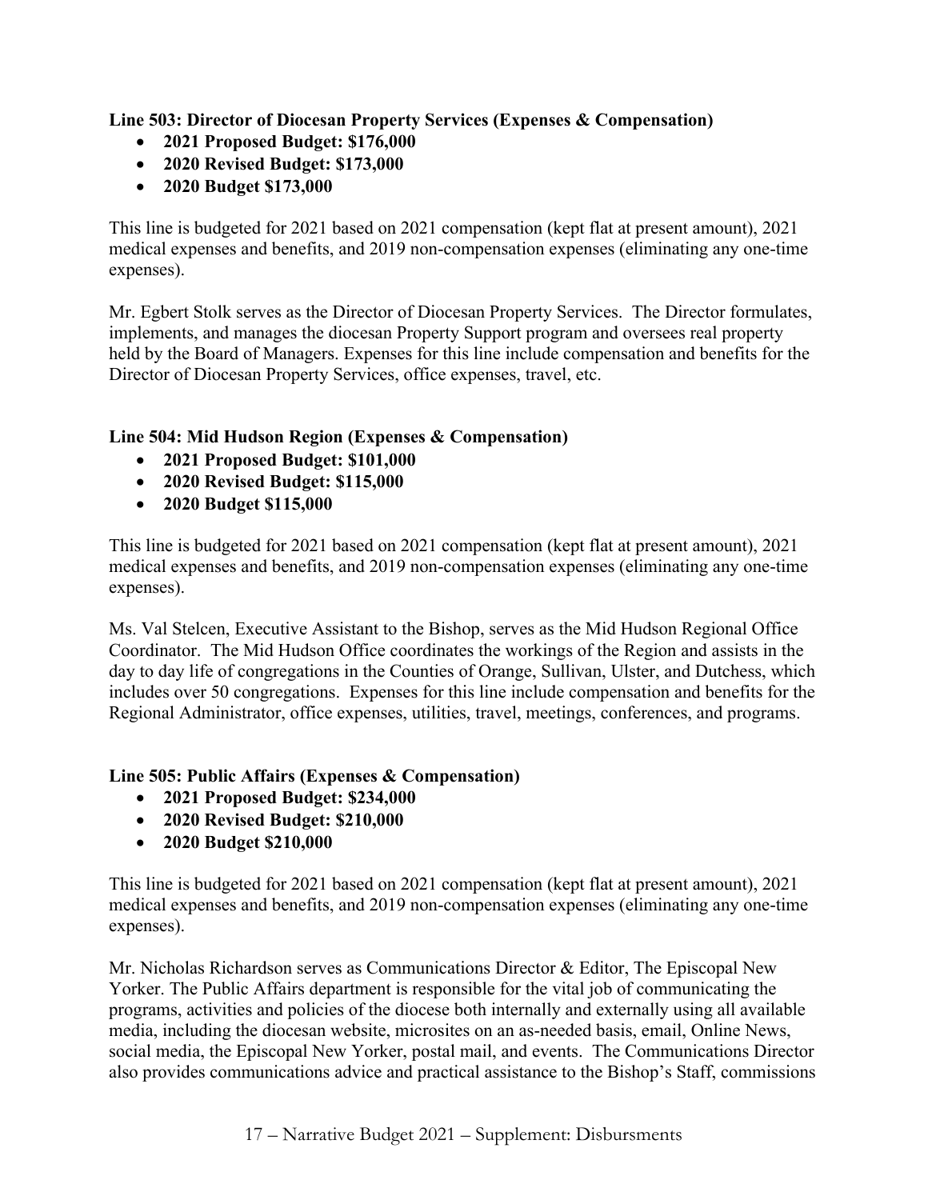**Line 503: Director of Diocesan Property Services (Expenses & Compensation)**

- **2021 Proposed Budget: $176,000**
- **2020 Revised Budget: $173,000**
- **2020 Budget $173,000**

This line is budgeted for 2021 based on 2021 compensation (kept flat at present amount), 2021 medical expenses and benefits, and 2019 non-compensation expenses (eliminating any one-time expenses).

Mr. Egbert Stolk serves as the Director of Diocesan Property Services. The Director formulates, implements, and manages the diocesan Property Support program and oversees real property held by the Board of Managers. Expenses for this line include compensation and benefits for the Director of Diocesan Property Services, office expenses, travel, etc.

**Line 504: Mid Hudson Region (Expenses & Compensation)**

- **2021 Proposed Budget: $101,000**
- **2020 Revised Budget: $115,000**
- **2020 Budget $115,000**

This line is budgeted for 2021 based on 2021 compensation (kept flat at present amount), 2021 medical expenses and benefits, and 2019 non-compensation expenses (eliminating any one-time expenses).

Ms. Val Stelcen, Executive Assistant to the Bishop, serves as the Mid Hudson Regional Office Coordinator. The Mid Hudson Office coordinates the workings of the Region and assists in the day to day life of congregations in the Counties of Orange, Sullivan, Ulster, and Dutchess, which includes over 50 congregations. Expenses for this line include compensation and benefits for the Regional Administrator, office expenses, utilities, travel, meetings, conferences, and programs.

**Line 505: Public Affairs (Expenses & Compensation)**

- **2021 Proposed Budget: $234,000**
- **2020 Revised Budget: $210,000**
- **2020 Budget $210,000**

This line is budgeted for 2021 based on 2021 compensation (kept flat at present amount), 2021 medical expenses and benefits, and 2019 non-compensation expenses (eliminating any one-time expenses).

Mr. Nicholas Richardson serves as Communications Director & Editor, The Episcopal New Yorker. The Public Affairs department is responsible for the vital job of communicating the programs, activities and policies of the diocese both internally and externally using all available media, including the diocesan website, microsites on an as-needed basis, email, Online News, social media, the Episcopal New Yorker, postal mail, and events. The Communications Director also provides communications advice and practical assistance to the Bishop's Staff, commissions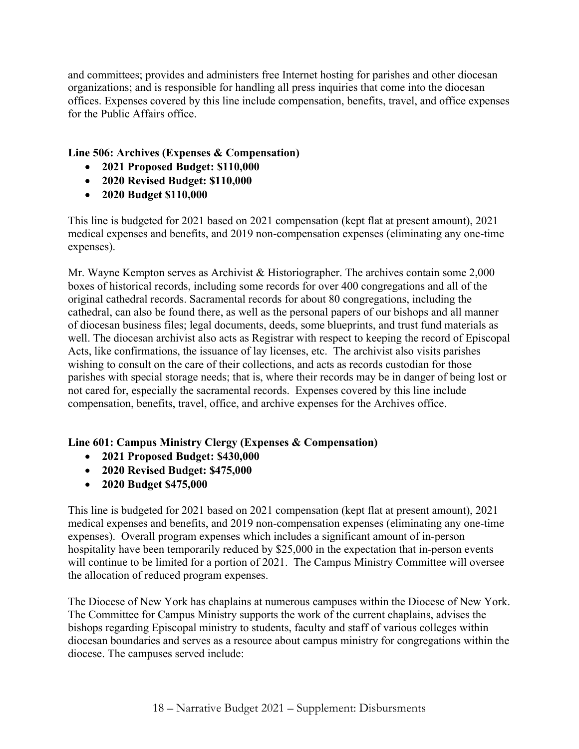and committees; provides and administers free Internet hosting for parishes and other diocesan organizations; and is responsible for handling all press inquiries that come into the diocesan offices. Expenses covered by this line include compensation, benefits, travel, and office expenses for the Public Affairs office.

**Line 506: Archives (Expenses & Compensation)**

- **2021 Proposed Budget: $110,000**
- **2020 Revised Budget: $110,000**
- **2020 Budget $110,000**

This line is budgeted for 2021 based on 2021 compensation (kept flat at present amount), 2021 medical expenses and benefits, and 2019 non-compensation expenses (eliminating any one-time expenses).

Mr. Wayne Kempton serves as Archivist & Historiographer. The archives contain some 2,000 boxes of historical records, including some records for over 400 congregations and all of the original cathedral records. Sacramental records for about 80 congregations, including the cathedral, can also be found there, as well as the personal papers of our bishops and all manner of diocesan business files; legal documents, deeds, some blueprints, and trust fund materials as well. The diocesan archivist also acts as Registrar with respect to keeping the record of Episcopal Acts, like confirmations, the issuance of lay licenses, etc. The archivist also visits parishes wishing to consult on the care of their collections, and acts as records custodian for those parishes with special storage needs; that is, where their records may be in danger of being lost or not cared for, especially the sacramental records. Expenses covered by this line include compensation, benefits, travel, office, and archive expenses for the Archives office.

**Line 601: Campus Ministry Clergy (Expenses & Compensation)**

- **2021 Proposed Budget: $430,000**
- **2020 Revised Budget: $475,000**
- **2020 Budget $475,000**

This line is budgeted for 2021 based on 2021 compensation (kept flat at present amount), 2021 medical expenses and benefits, and 2019 non-compensation expenses (eliminating any one-time expenses). Overall program expenses which includes a significant amount of in-person hospitality have been temporarily reduced by $25,000 in the expectation that in-person events will continue to be limited for a portion of 2021. The Campus Ministry Committee will oversee the allocation of reduced program expenses.

The Diocese of New York has chaplains at numerous campuses within the Diocese of New York. The Committee for Campus Ministry supports the work of the current chaplains, advises the bishops regarding Episcopal ministry to students, faculty and staff of various colleges within diocesan boundaries and serves as a resource about campus ministry for congregations within the diocese. The campuses served include: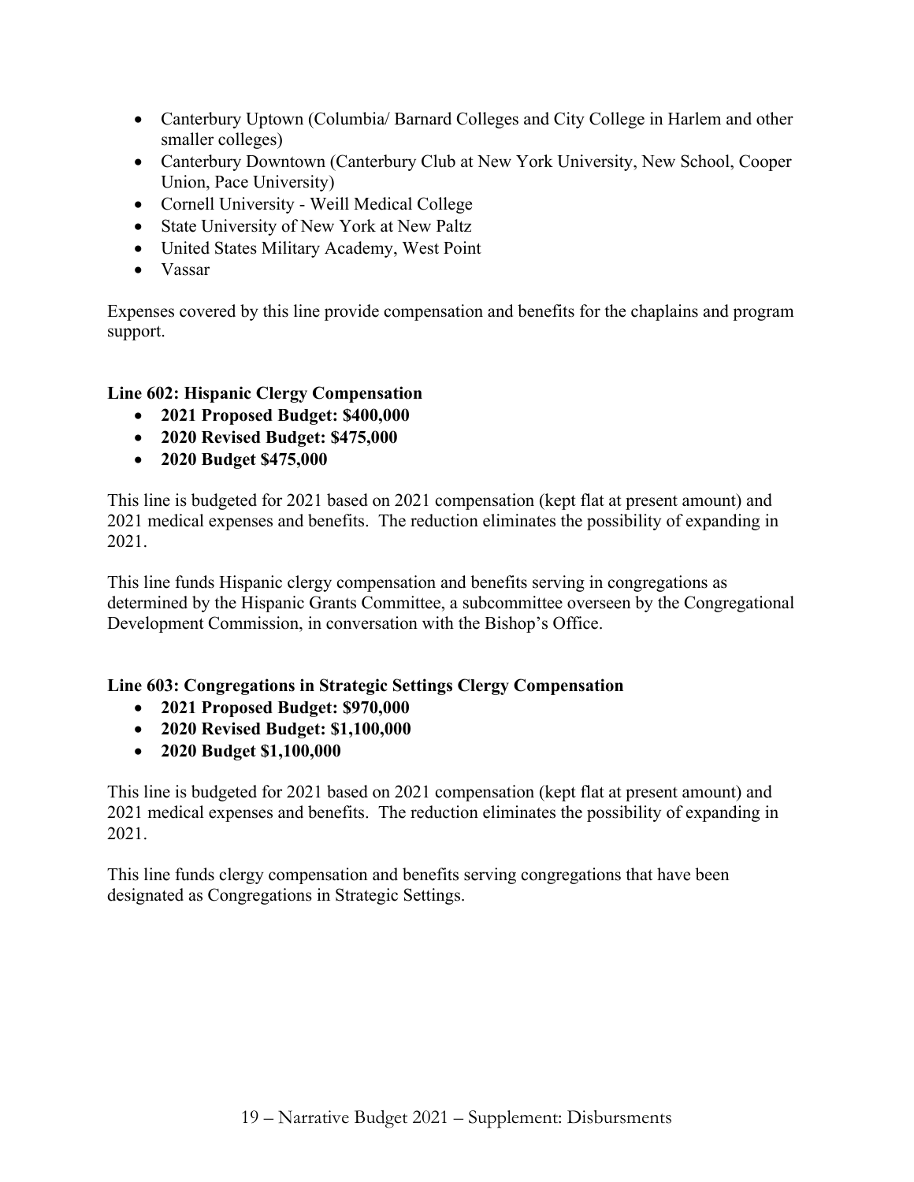- Canterbury Uptown (Columbia/ Barnard Colleges and City College in Harlem and other smaller colleges)
- Canterbury Downtown (Canterbury Club at New York University, New School, Cooper Union, Pace University)
- Cornell University - Weill Medical College
- State University of New York at New Paltz
- United States Military Academy, West Point
- Vassar

Expenses covered by this line provide compensation and benefits for the chaplains and program support.

**Line 602: Hispanic Clergy Compensation**

- **2021 Proposed Budget: $400,000**
- **2020 Revised Budget: $475,000**
- **2020 Budget $475,000**

This line is budgeted for 2021 based on 2021 compensation (kept flat at present amount) and 2021 medical expenses and benefits. The reduction eliminates the possibility of expanding in 2021.

This line funds Hispanic clergy compensation and benefits serving in congregations as determined by the Hispanic Grants Committee, a subcommittee overseen by the Congregational Development Commission, in conversation with the Bishop's Office.

**Line 603: Congregations in Strategic Settings Clergy Compensation**

- **2021 Proposed Budget: $970,000**
- **2020 Revised Budget: $1,100,000**
- **2020 Budget $1,100,000**

This line is budgeted for 2021 based on 2021 compensation (kept flat at present amount) and 2021 medical expenses and benefits. The reduction eliminates the possibility of expanding in 2021.

This line funds clergy compensation and benefits serving congregations that have been designated as Congregations in Strategic Settings.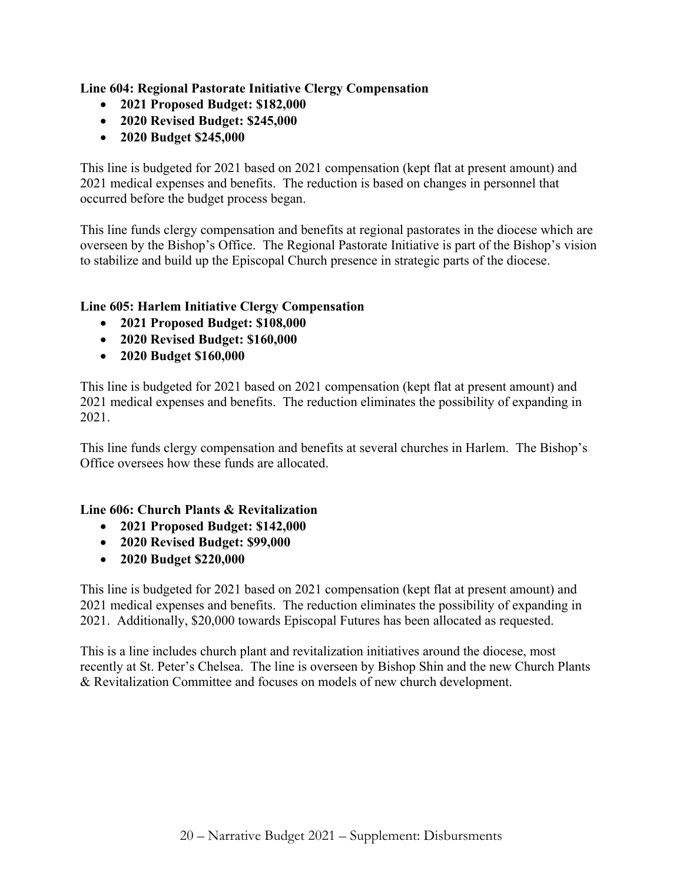**Line 604: Regional Pastorate Initiative Clergy Compensation**

- **2021 Proposed Budget: $182,000**
- **2020 Revised Budget: $245,000**
- **2020 Budget $245,000**

This line is budgeted for 2021 based on 2021 compensation (kept flat at present amount) and 2021 medical expenses and benefits. The reduction is based on changes in personnel that occurred before the budget process began.

This line funds clergy compensation and benefits at regional pastorates in the diocese which are overseen by the Bishop's Office. The Regional Pastorate Initiative is part of the Bishop's vision to stabilize and build up the Episcopal Church presence in strategic parts of the diocese.

**Line 605: Harlem Initiative Clergy Compensation**

- **2021 Proposed Budget: $108,000**
- **2020 Revised Budget: $160,000**
- **2020 Budget $160,000**

This line is budgeted for 2021 based on 2021 compensation (kept flat at present amount) and 2021 medical expenses and benefits. The reduction eliminates the possibility of expanding in 2021.

This line funds clergy compensation and benefits at several churches in Harlem. The Bishop's Office oversees how these funds are allocated.

**Line 606: Church Plants & Revitalization**

- **2021 Proposed Budget: $142,000**
- **2020 Revised Budget: $99,000**
- **2020 Budget $220,000**

This line is budgeted for 2021 based on 2021 compensation (kept flat at present amount) and 2021 medical expenses and benefits. The reduction eliminates the possibility of expanding in 2021. Additionally, $20,000 towards Episcopal Futures has been allocated as requested.

This is a line includes church plant and revitalization initiatives around the diocese, most recently at St. Peter's Chelsea. The line is overseen by Bishop Shin and the new Church Plants & Revitalization Committee and focuses on models of new church development.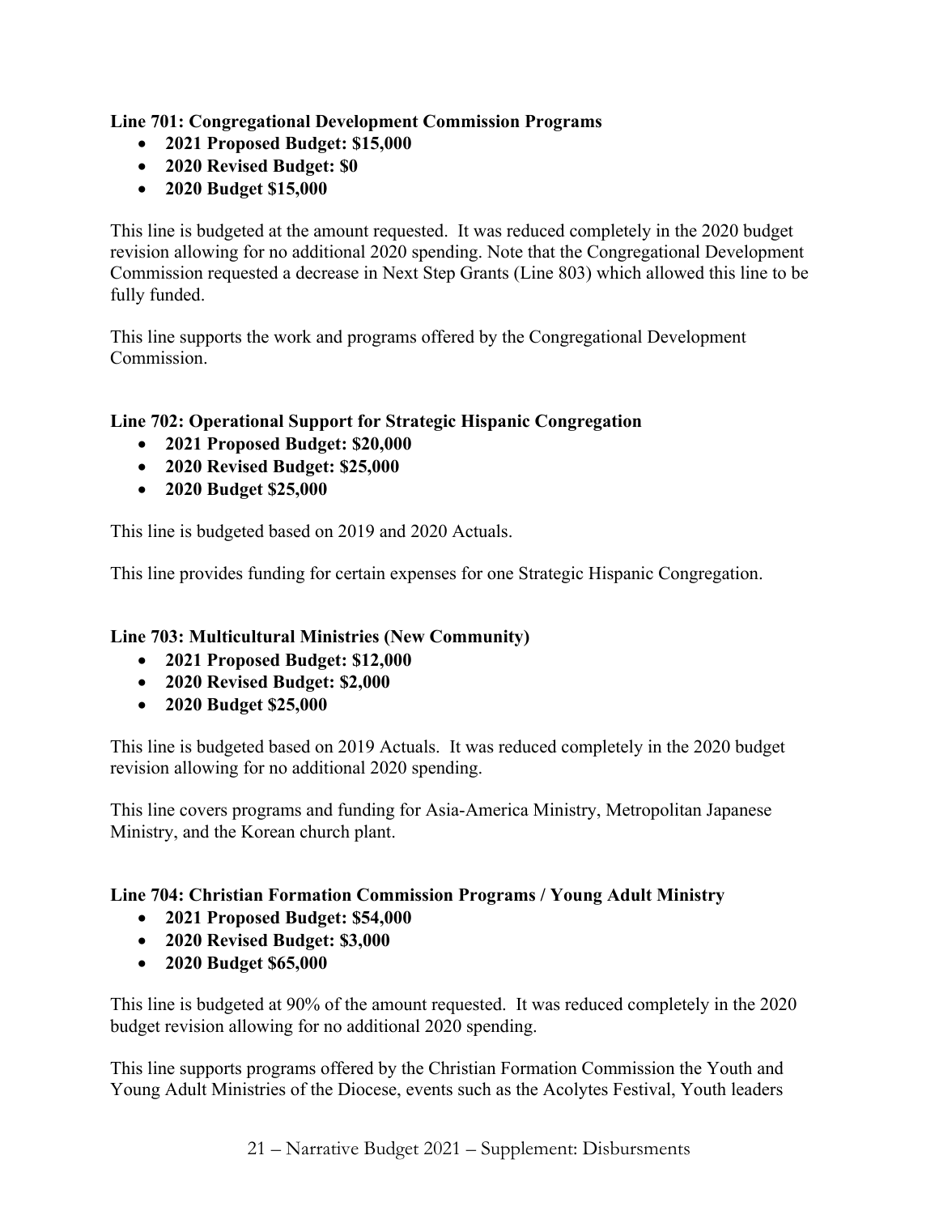**Line 701: Congregational Development Commission Programs**

- **2021 Proposed Budget: $15,000**
- **2020 Revised Budget: $0**
- **2020 Budget $15,000**

This line is budgeted at the amount requested. It was reduced completely in the 2020 budget revision allowing for no additional 2020 spending. Note that the Congregational Development Commission requested a decrease in Next Step Grants (Line 803) which allowed this line to be fully funded.

This line supports the work and programs offered by the Congregational Development Commission.

**Line 702: Operational Support for Strategic Hispanic Congregation**

- **2021 Proposed Budget: $20,000**
- **2020 Revised Budget: $25,000**
- **2020 Budget $25,000**

This line is budgeted based on 2019 and 2020 Actuals.

This line provides funding for certain expenses for one Strategic Hispanic Congregation.

**Line 703: Multicultural Ministries (New Community)**

- **2021 Proposed Budget: $12,000**
- **2020 Revised Budget: $2,000**
- **2020 Budget $25,000**

This line is budgeted based on 2019 Actuals. It was reduced completely in the 2020 budget revision allowing for no additional 2020 spending.

This line covers programs and funding for Asia-America Ministry, Metropolitan Japanese Ministry, and the Korean church plant.

**Line 704: Christian Formation Commission Programs / Young Adult Ministry**

- **2021 Proposed Budget: $54,000**
- **2020 Revised Budget: $3,000**
- **2020 Budget $65,000**

This line is budgeted at 90% of the amount requested. It was reduced completely in the 2020 budget revision allowing for no additional 2020 spending.

This line supports programs offered by the Christian Formation Commission the Youth and Young Adult Ministries of the Diocese, events such as the Acolytes Festival, Youth leaders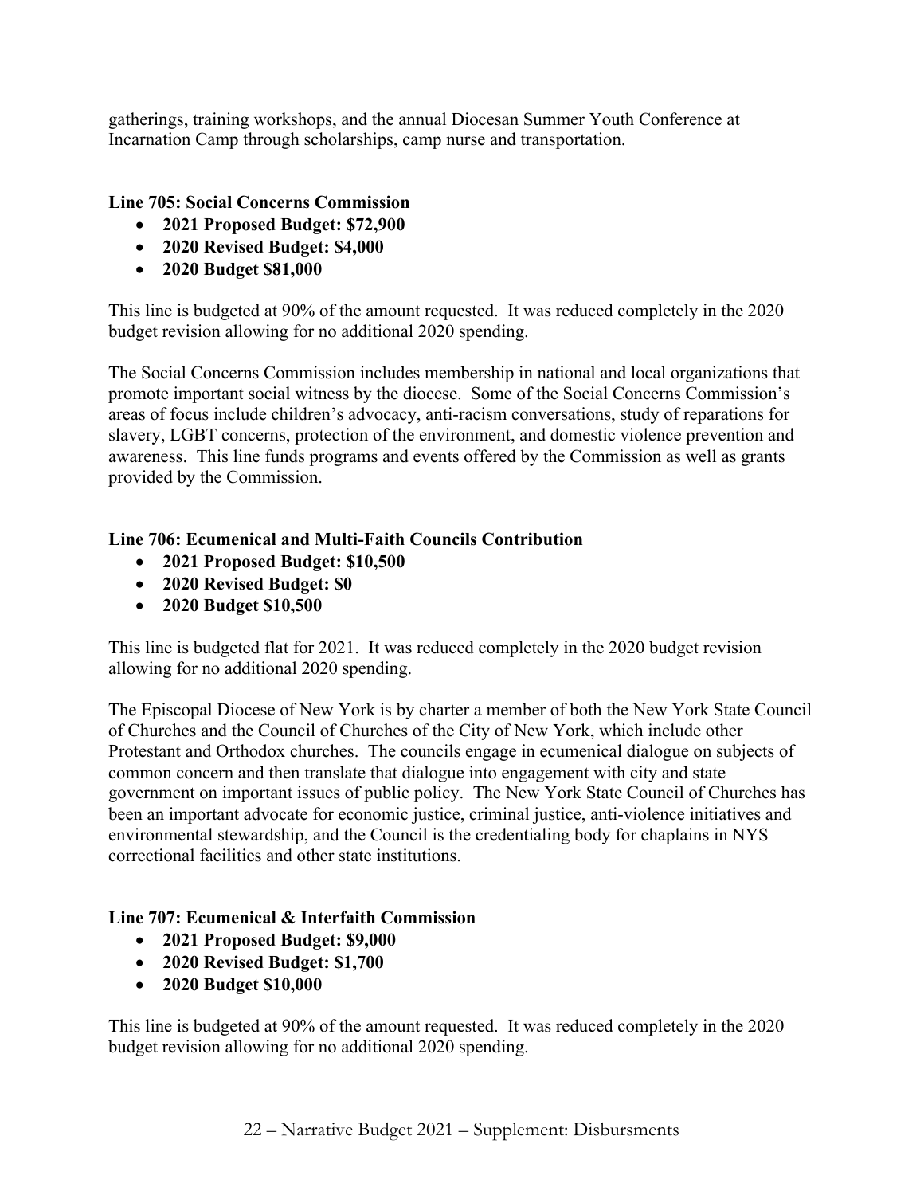gatherings, training workshops, and the annual Diocesan Summer Youth Conference at Incarnation Camp through scholarships, camp nurse and transportation.

**Line 705: Social Concerns Commission**

- **2021 Proposed Budget: $72,900**
- **2020 Revised Budget: $4,000**
- **2020 Budget $81,000**

This line is budgeted at 90% of the amount requested. It was reduced completely in the 2020 budget revision allowing for no additional 2020 spending.

The Social Concerns Commission includes membership in national and local organizations that promote important social witness by the diocese. Some of the Social Concerns Commission's areas of focus include children's advocacy, anti-racism conversations, study of reparations for slavery, LGBT concerns, protection of the environment, and domestic violence prevention and awareness. This line funds programs and events offered by the Commission as well as grants provided by the Commission.

**Line 706: Ecumenical and Multi-Faith Councils Contribution**

- **2021 Proposed Budget: $10,500**
- **2020 Revised Budget: $0**
- **2020 Budget $10,500**

This line is budgeted flat for 2021. It was reduced completely in the 2020 budget revision allowing for no additional 2020 spending.

The Episcopal Diocese of New York is by charter a member of both the New York State Council of Churches and the Council of Churches of the City of New York, which include other Protestant and Orthodox churches. The councils engage in ecumenical dialogue on subjects of common concern and then translate that dialogue into engagement with city and state government on important issues of public policy. The New York State Council of Churches has been an important advocate for economic justice, criminal justice, anti-violence initiatives and environmental stewardship, and the Council is the credentialing body for chaplains in NYS correctional facilities and other state institutions.

**Line 707: Ecumenical & Interfaith Commission**

- **2021 Proposed Budget: $9,000**
- **2020 Revised Budget: $1,700**
- **2020 Budget $10,000**

This line is budgeted at 90% of the amount requested. It was reduced completely in the 2020 budget revision allowing for no additional 2020 spending.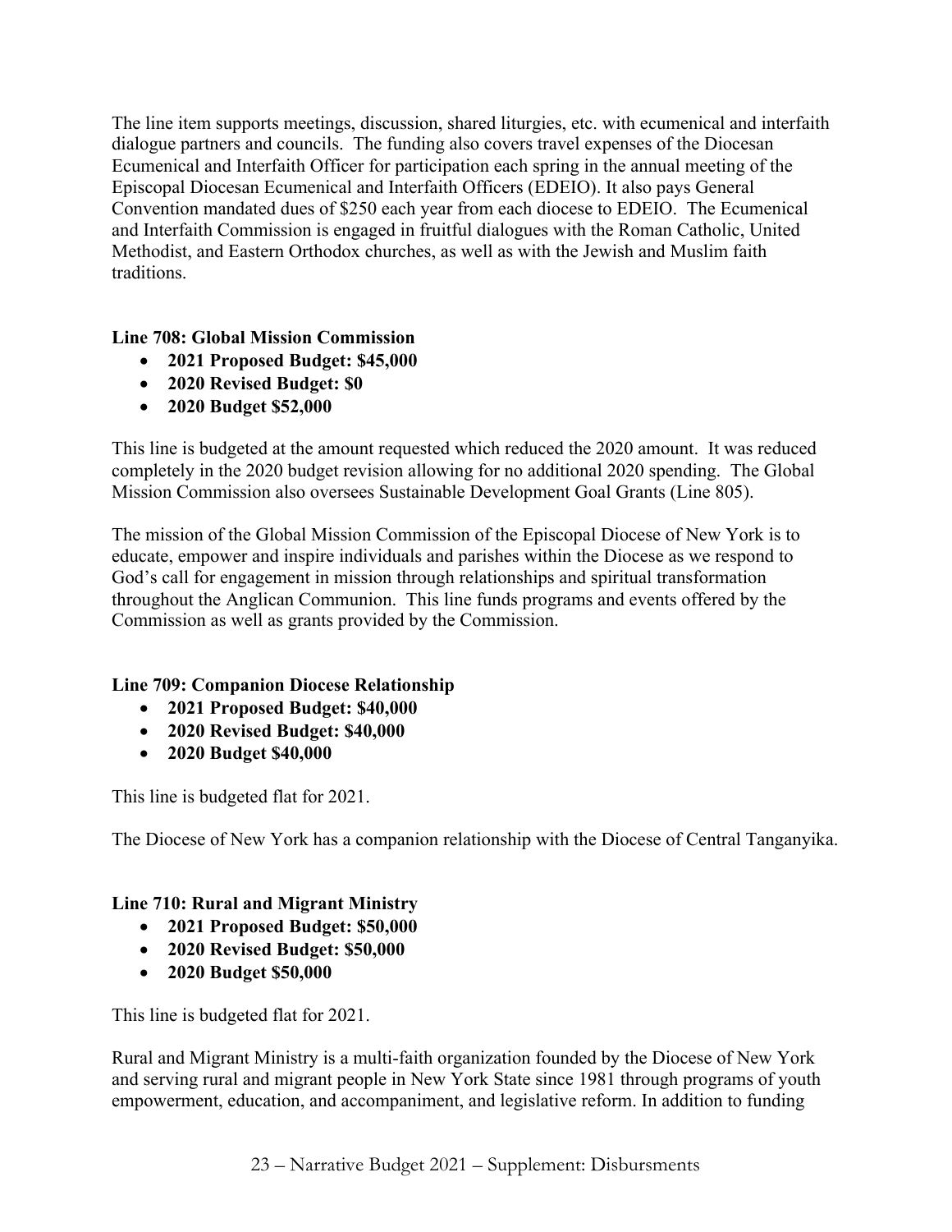The line item supports meetings, discussion, shared liturgies, etc. with ecumenical and interfaith dialogue partners and councils. The funding also covers travel expenses of the Diocesan Ecumenical and Interfaith Officer for participation each spring in the annual meeting of the Episcopal Diocesan Ecumenical and Interfaith Officers (EDEIO). It also pays General Convention mandated dues of $250 each year from each diocese to EDEIO. The Ecumenical and Interfaith Commission is engaged in fruitful dialogues with the Roman Catholic, United Methodist, and Eastern Orthodox churches, as well as with the Jewish and Muslim faith traditions.

**Line 708: Global Mission Commission**

- **2021 Proposed Budget: $45,000**
- **2020 Revised Budget: $0**
- **2020 Budget $52,000**

This line is budgeted at the amount requested which reduced the 2020 amount. It was reduced completely in the 2020 budget revision allowing for no additional 2020 spending. The Global Mission Commission also oversees Sustainable Development Goal Grants (Line 805).

The mission of the Global Mission Commission of the Episcopal Diocese of New York is to educate, empower and inspire individuals and parishes within the Diocese as we respond to God's call for engagement in mission through relationships and spiritual transformation throughout the Anglican Communion. This line funds programs and events offered by the Commission as well as grants provided by the Commission.

**Line 709: Companion Diocese Relationship**

- **2021 Proposed Budget: $40,000**
- **2020 Revised Budget: $40,000**
- **2020 Budget $40,000**

This line is budgeted flat for 2021.

The Diocese of New York has a companion relationship with the Diocese of Central Tanganyika.

**Line 710: Rural and Migrant Ministry**

- **2021 Proposed Budget: $50,000**
- **2020 Revised Budget: $50,000**
- **2020 Budget $50,000**

This line is budgeted flat for 2021.

Rural and Migrant Ministry is a multi-faith organization founded by the Diocese of New York and serving rural and migrant people in New York State since 1981 through programs of youth empowerment, education, and accompaniment, and legislative reform. In addition to funding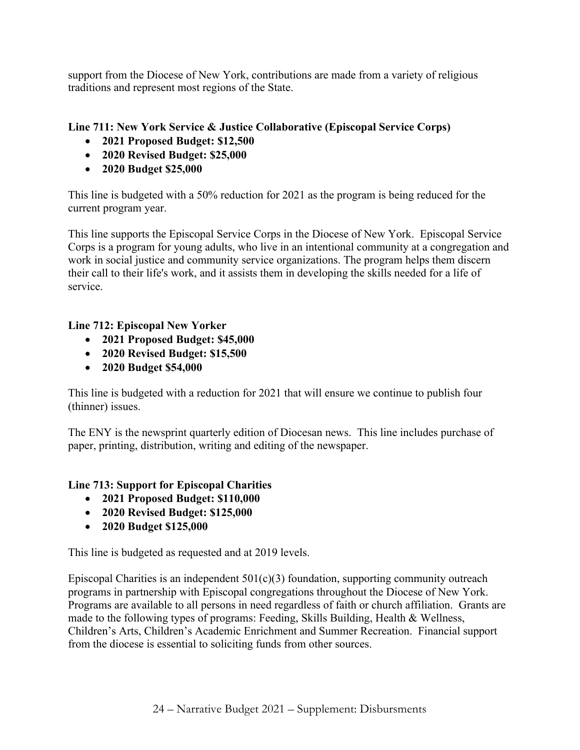support from the Diocese of New York, contributions are made from a variety of religious traditions and represent most regions of the State.

**Line 711: New York Service & Justice Collaborative (Episcopal Service Corps)**

- **2021 Proposed Budget: $12,500**
- **2020 Revised Budget: $25,000**
- **2020 Budget $25,000**

This line is budgeted with a 50% reduction for 2021 as the program is being reduced for the current program year.

This line supports the Episcopal Service Corps in the Diocese of New York. Episcopal Service Corps is a program for young adults, who live in an intentional community at a congregation and work in social justice and community service organizations. The program helps them discern their call to their life's work, and it assists them in developing the skills needed for a life of service.

**Line 712: Episcopal New Yorker**

- **2021 Proposed Budget: $45,000**
- **2020 Revised Budget: $15,500**
- **2020 Budget $54,000**

This line is budgeted with a reduction for 2021 that will ensure we continue to publish four (thinner) issues.

The ENY is the newsprint quarterly edition of Diocesan news. This line includes purchase of paper, printing, distribution, writing and editing of the newspaper.

**Line 713: Support for Episcopal Charities**

- **2021 Proposed Budget: $110,000**
- **2020 Revised Budget: $125,000**
- **2020 Budget $125,000**

This line is budgeted as requested and at 2019 levels.

Episcopal Charities is an independent 501(c)(3) foundation, supporting community outreach programs in partnership with Episcopal congregations throughout the Diocese of New York. Programs are available to all persons in need regardless of faith or church affiliation. Grants are made to the following types of programs: Feeding, Skills Building, Health & Wellness, Children's Arts, Children's Academic Enrichment and Summer Recreation. Financial support from the diocese is essential to soliciting funds from other sources.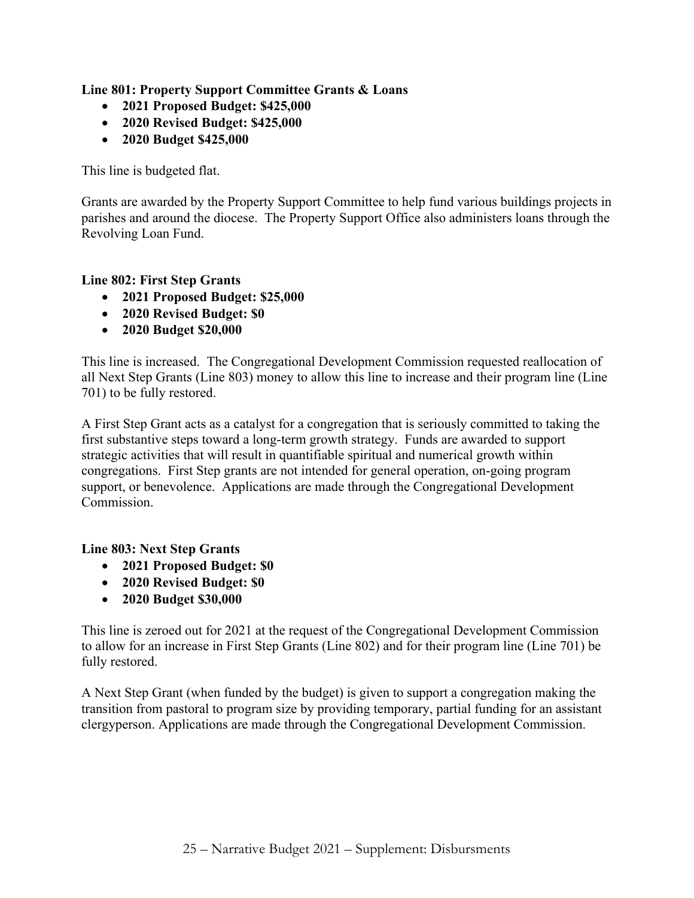**Line 801: Property Support Committee Grants & Loans**

- **2021 Proposed Budget: $425,000**
- **2020 Revised Budget: $425,000**
- **2020 Budget $425,000**

This line is budgeted flat.

Grants are awarded by the Property Support Committee to help fund various buildings projects in parishes and around the diocese. The Property Support Office also administers loans through the Revolving Loan Fund.

**Line 802: First Step Grants**

- **2021 Proposed Budget: $25,000**
- **2020 Revised Budget: $0**
- **2020 Budget $20,000**

This line is increased. The Congregational Development Commission requested reallocation of all Next Step Grants (Line 803) money to allow this line to increase and their program line (Line 701) to be fully restored.

A First Step Grant acts as a catalyst for a congregation that is seriously committed to taking the first substantive steps toward a long-term growth strategy. Funds are awarded to support strategic activities that will result in quantifiable spiritual and numerical growth within congregations. First Step grants are not intended for general operation, on-going program support, or benevolence. Applications are made through the Congregational Development Commission.

**Line 803: Next Step Grants**

- **2021 Proposed Budget: $0**
- **2020 Revised Budget: $0**
- **2020 Budget $30,000**

This line is zeroed out for 2021 at the request of the Congregational Development Commission to allow for an increase in First Step Grants (Line 802) and for their program line (Line 701) be fully restored.

A Next Step Grant (when funded by the budget) is given to support a congregation making the transition from pastoral to program size by providing temporary, partial funding for an assistant clergyperson. Applications are made through the Congregational Development Commission.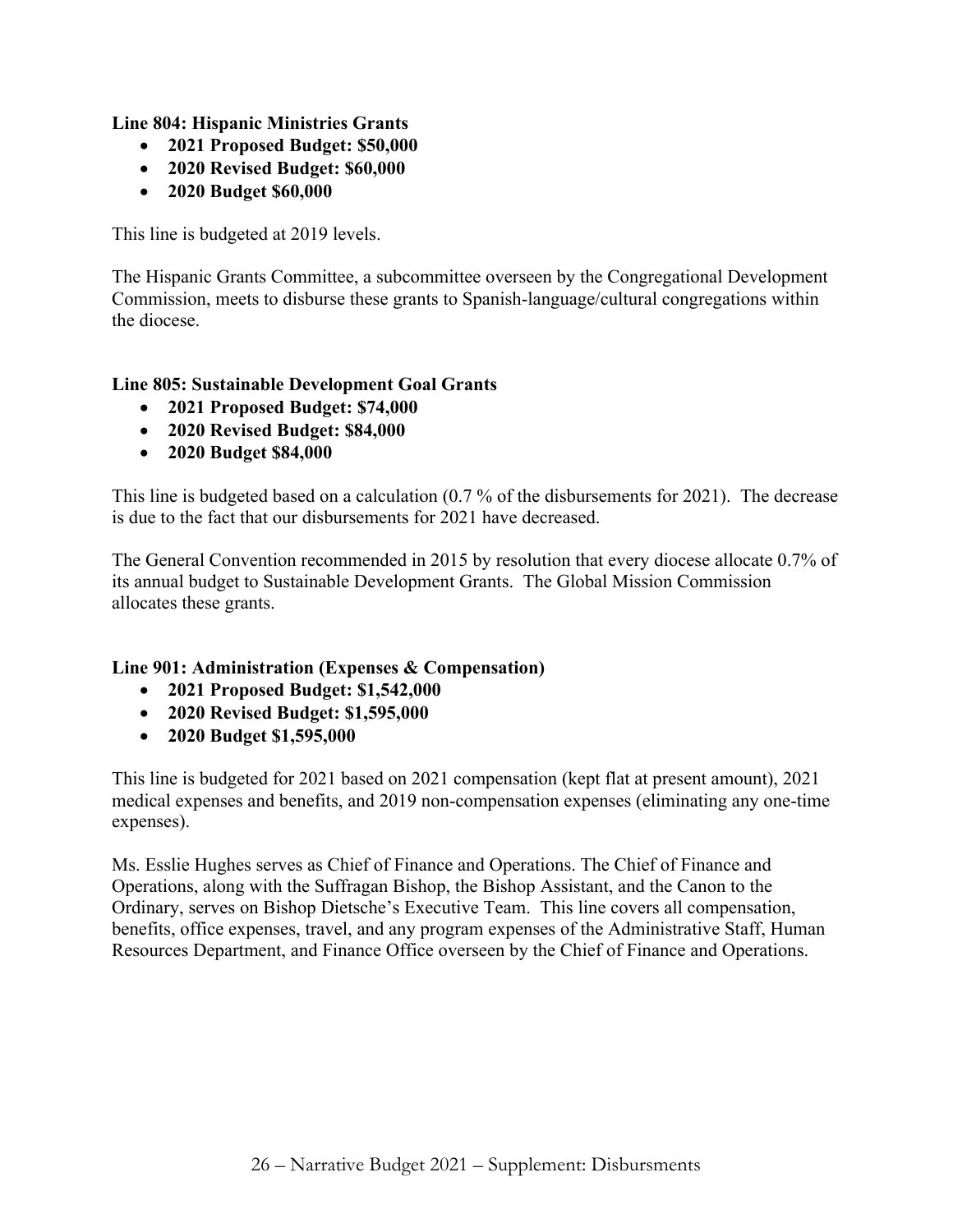**Line 804: Hispanic Ministries Grants**

- **2021 Proposed Budget: $50,000**
- **2020 Revised Budget: $60,000**
- **2020 Budget $60,000**

This line is budgeted at 2019 levels.

The Hispanic Grants Committee, a subcommittee overseen by the Congregational Development Commission, meets to disburse these grants to Spanish-language/cultural congregations within the diocese.

**Line 805: Sustainable Development Goal Grants**

- **2021 Proposed Budget: $74,000**
- **2020 Revised Budget: $84,000**
- **2020 Budget $84,000**

This line is budgeted based on a calculation (0.7 % of the disbursements for 2021). The decrease is due to the fact that our disbursements for 2021 have decreased.

The General Convention recommended in 2015 by resolution that every diocese allocate 0.7% of its annual budget to Sustainable Development Grants. The Global Mission Commission allocates these grants.

**Line 901: Administration (Expenses & Compensation)**

- **2021 Proposed Budget: $1,542,000**
- **2020 Revised Budget: $1,595,000**
- **2020 Budget $1,595,000**

This line is budgeted for 2021 based on 2021 compensation (kept flat at present amount), 2021 medical expenses and benefits, and 2019 non-compensation expenses (eliminating any one-time expenses).

Ms. Esslie Hughes serves as Chief of Finance and Operations. The Chief of Finance and Operations, along with the Suffragan Bishop, the Bishop Assistant, and the Canon to the Ordinary, serves on Bishop Dietsche's Executive Team. This line covers all compensation, benefits, office expenses, travel, and any program expenses of the Administrative Staff, Human Resources Department, and Finance Office overseen by the Chief of Finance and Operations.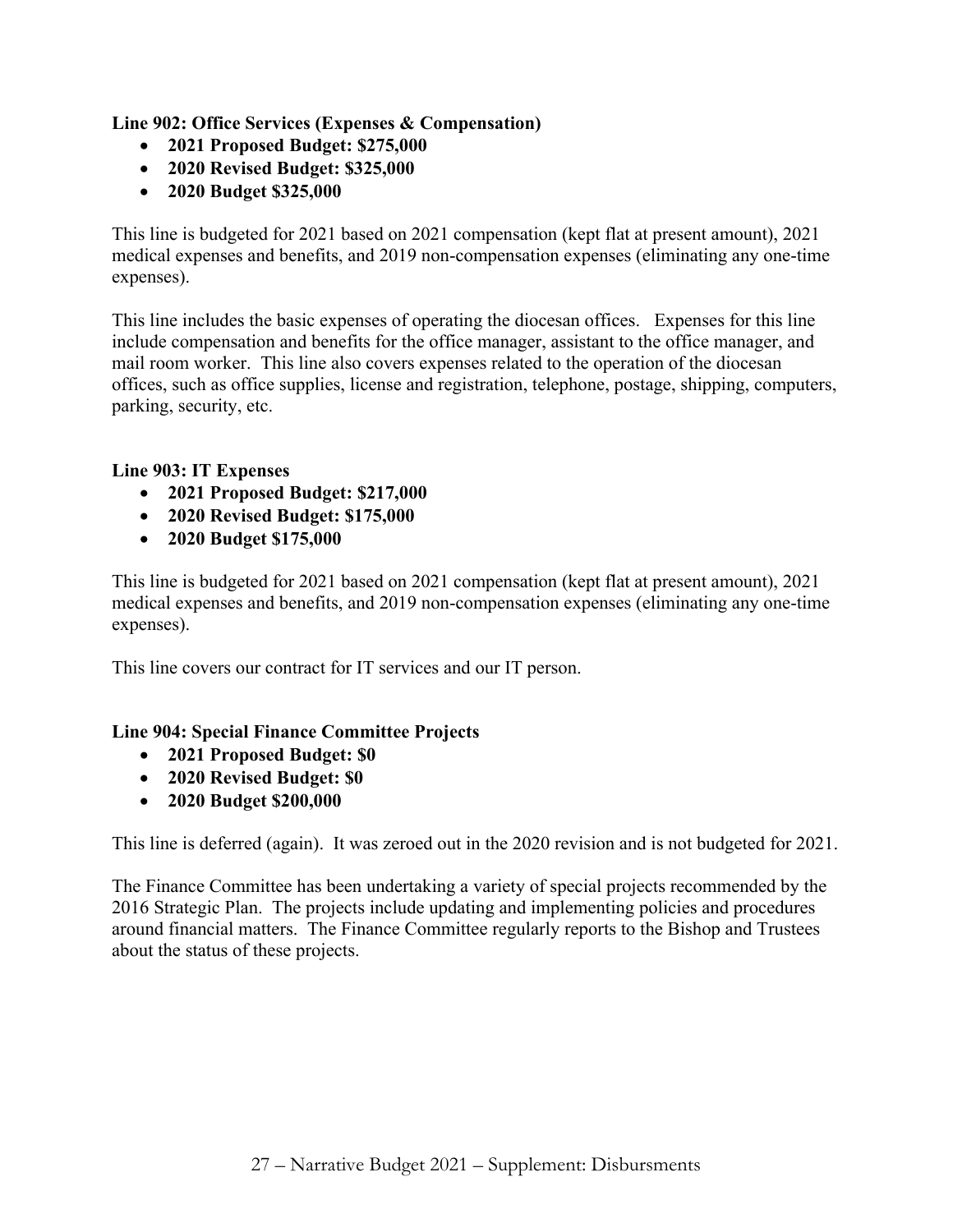**Line 902: Office Services (Expenses & Compensation)**

- **2021 Proposed Budget: $275,000**
- **2020 Revised Budget: $325,000**
- **2020 Budget $325,000**

This line is budgeted for 2021 based on 2021 compensation (kept flat at present amount), 2021 medical expenses and benefits, and 2019 non-compensation expenses (eliminating any one-time expenses).

This line includes the basic expenses of operating the diocesan offices. Expenses for this line include compensation and benefits for the office manager, assistant to the office manager, and mail room worker. This line also covers expenses related to the operation of the diocesan offices, such as office supplies, license and registration, telephone, postage, shipping, computers, parking, security, etc.

**Line 903: IT Expenses**

- **2021 Proposed Budget: $217,000**
- **2020 Revised Budget: $175,000**
- **2020 Budget $175,000**

This line is budgeted for 2021 based on 2021 compensation (kept flat at present amount), 2021 medical expenses and benefits, and 2019 non-compensation expenses (eliminating any one-time expenses).

This line covers our contract for IT services and our IT person.

**Line 904: Special Finance Committee Projects**

- **2021 Proposed Budget: $0**
- **2020 Revised Budget: $0**
- **2020 Budget $200,000**

This line is deferred (again). It was zeroed out in the 2020 revision and is not budgeted for 2021.

The Finance Committee has been undertaking a variety of special projects recommended by the 2016 Strategic Plan. The projects include updating and implementing policies and procedures around financial matters. The Finance Committee regularly reports to the Bishop and Trustees about the status of these projects.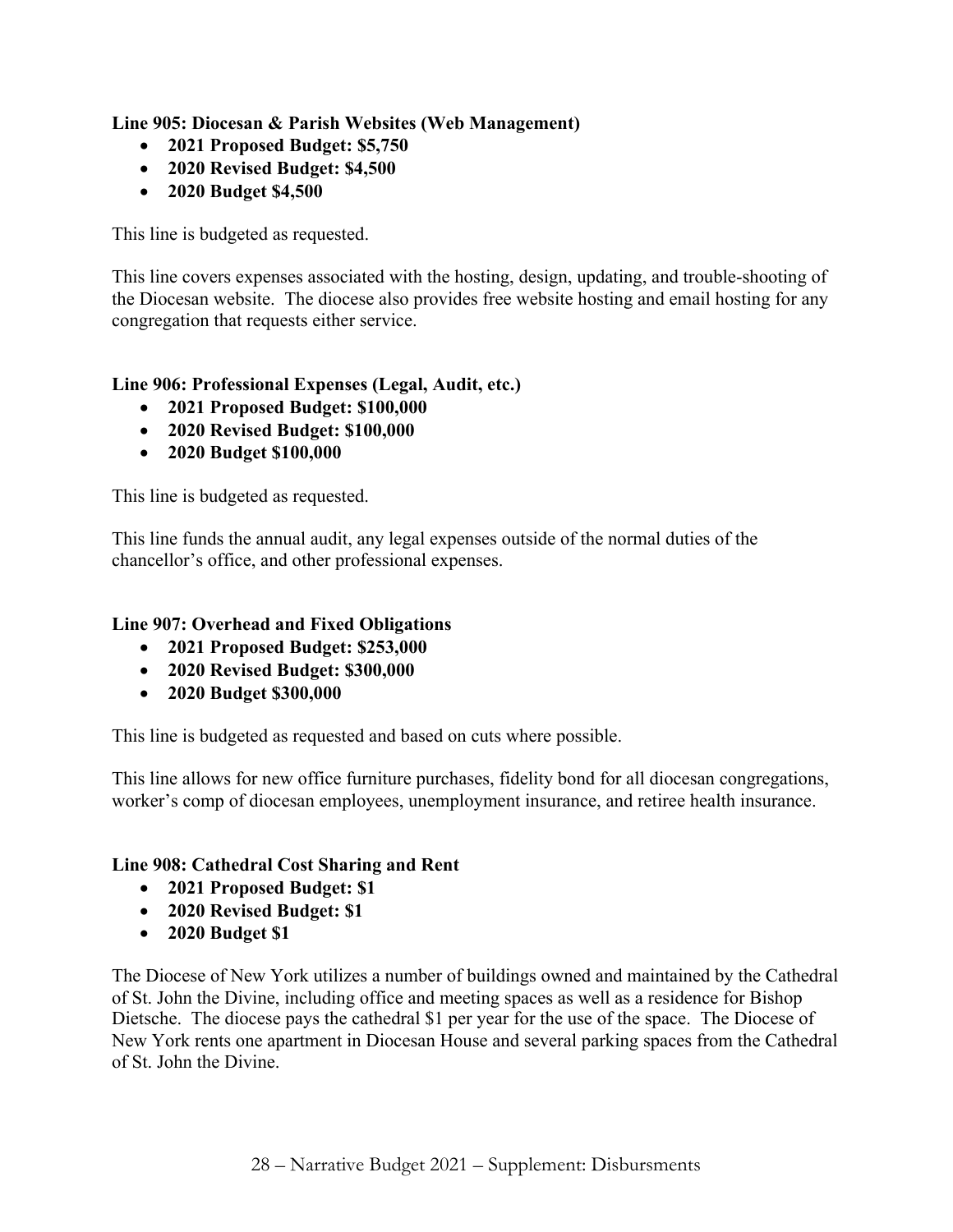**Line 905: Diocesan & Parish Websites (Web Management)**

- **2021 Proposed Budget: $5,750**
- **2020 Revised Budget: $4,500**
- **2020 Budget $4,500**

This line is budgeted as requested.

This line covers expenses associated with the hosting, design, updating, and trouble-shooting of the Diocesan website. The diocese also provides free website hosting and email hosting for any congregation that requests either service.

**Line 906: Professional Expenses (Legal, Audit, etc.)**

- **2021 Proposed Budget: $100,000**
- **2020 Revised Budget: $100,000**
- **2020 Budget $100,000**

This line is budgeted as requested.

This line funds the annual audit, any legal expenses outside of the normal duties of the chancellor's office, and other professional expenses.

**Line 907: Overhead and Fixed Obligations**

- **2021 Proposed Budget: $253,000**
- **2020 Revised Budget: $300,000**
- **2020 Budget $300,000**

This line is budgeted as requested and based on cuts where possible.

This line allows for new office furniture purchases, fidelity bond for all diocesan congregations, worker's comp of diocesan employees, unemployment insurance, and retiree health insurance.

**Line 908: Cathedral Cost Sharing and Rent**

- **2021 Proposed Budget: $1**
- **2020 Revised Budget: $1**
- **2020 Budget $1**

The Diocese of New York utilizes a number of buildings owned and maintained by the Cathedral of St. John the Divine, including office and meeting spaces as well as a residence for Bishop Dietsche. The diocese pays the cathedral $1 per year for the use of the space. The Diocese of New York rents one apartment in Diocesan House and several parking spaces from the Cathedral of St. John the Divine.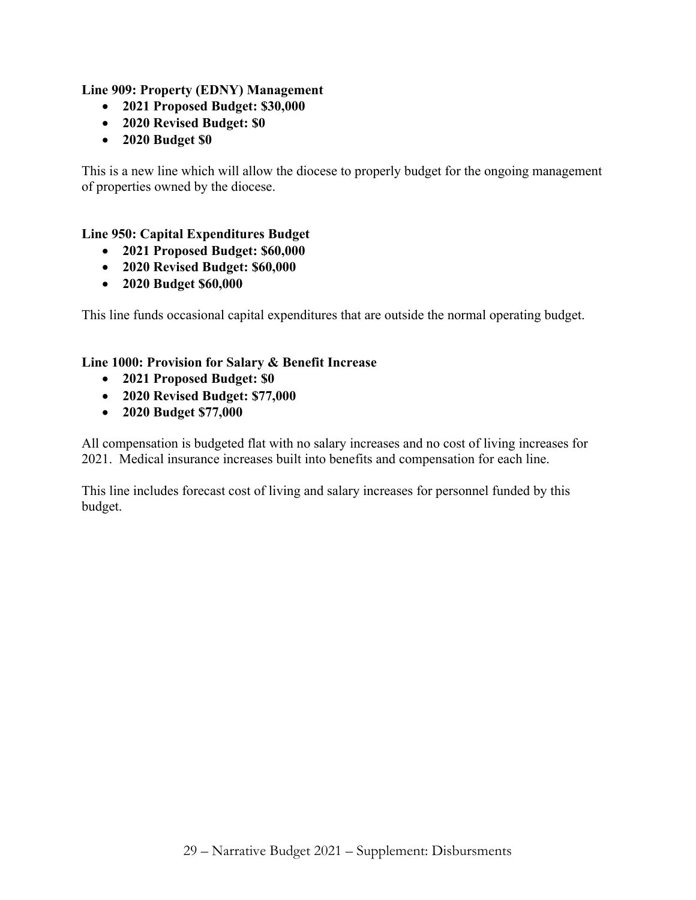**Line 909: Property (EDNY) Management**

- **2021 Proposed Budget: $30,000**
- **2020 Revised Budget: $0**
- **2020 Budget $0**

This is a new line which will allow the diocese to properly budget for the ongoing management of properties owned by the diocese.

**Line 950: Capital Expenditures Budget**

- **2021 Proposed Budget: $60,000**
- **2020 Revised Budget: $60,000**
- **2020 Budget $60,000**

This line funds occasional capital expenditures that are outside the normal operating budget.

**Line 1000: Provision for Salary & Benefit Increase**

- **2021 Proposed Budget: $0**
- **2020 Revised Budget: $77,000**
- **2020 Budget $77,000**

All compensation is budgeted flat with no salary increases and no cost of living increases for 2021. Medical insurance increases built into benefits and compensation for each line.

This line includes forecast cost of living and salary increases for personnel funded by this budget.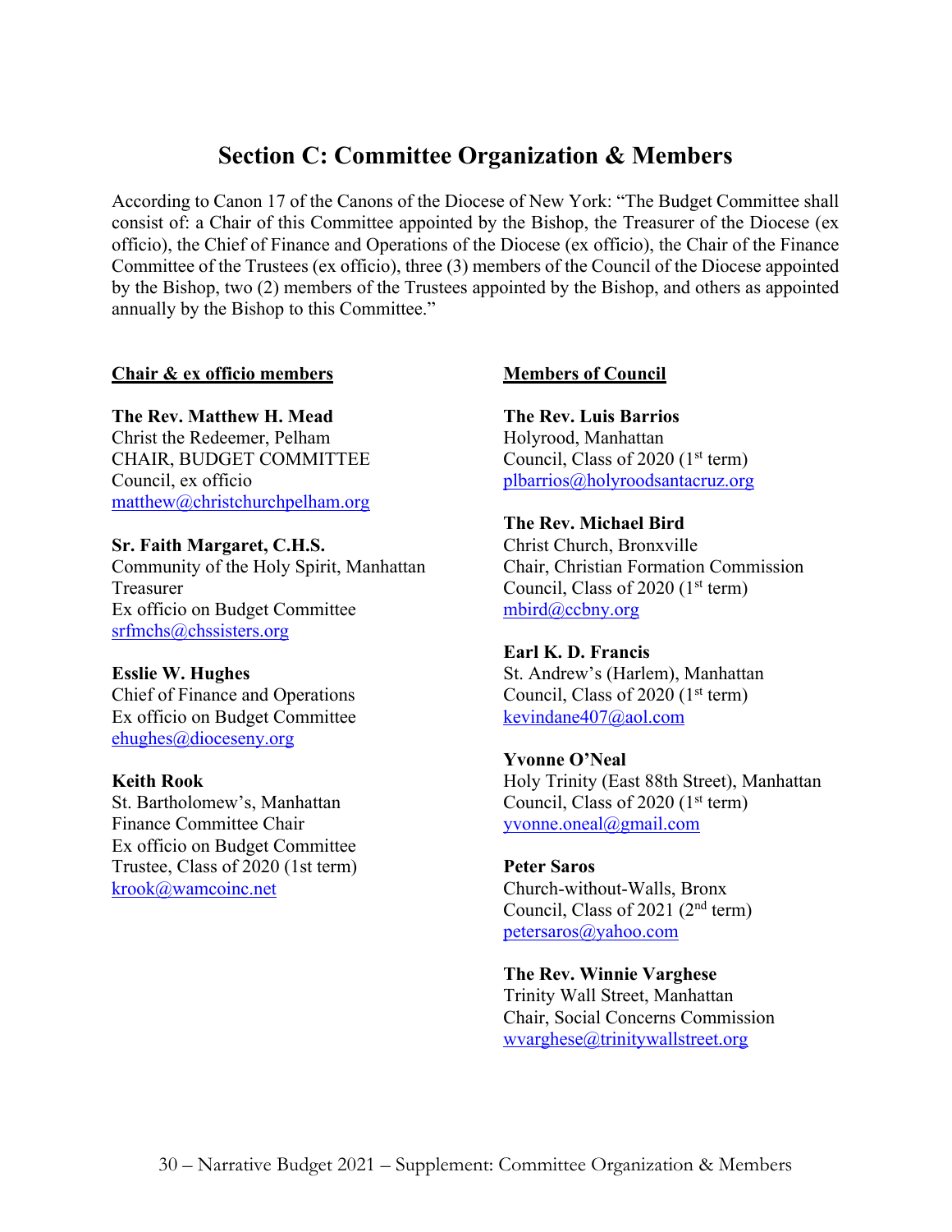## Section C: Committee Organization & Members

According to Canon 17 of the Canons of the Diocese of New York: "The Budget Committee shall consist of: a Chair of this Committee appointed by the Bishop, the Treasurer of the Diocese (ex officio), the Chief of Finance and Operations of the Diocese (ex officio), the Chair of the Finance Committee of the Trustees (ex officio), three (3) members of the Council of the Diocese appointed by the Bishop, two (2) members of the Trustees appointed by the Bishop, and others as appointed annually by the Bishop to this Committee."

**Chair & ex officio members**

**The Rev. Matthew H. Mead**
Christ the Redeemer, Pelham
CHAIR, BUDGET COMMITTEE
Council, ex officio
matthew@christchurchpelham.org

**Sr. Faith Margaret, C.H.S.**
Community of the Holy Spirit, Manhattan
Treasurer
Ex officio on Budget Committee
srfmchs@chssisters.org

**Esslie W. Hughes**
Chief of Finance and Operations
Ex officio on Budget Committee
ehughes@dioceseny.org

**Keith Rook**
St. Bartholomew's, Manhattan
Finance Committee Chair
Ex officio on Budget Committee
Trustee, Class of 2020 (1st term)
krook@wamcoinc.net

**Members of Council**

**The Rev. Luis Barrios**
Holyrood, Manhattan
Council, Class of 2020 (1st term)
plbarrios@holyroodsantacruz.org

**The Rev. Michael Bird**
Christ Church, Bronxville
Chair, Christian Formation Commission
Council, Class of 2020 (1st term)
mbird@ccbny.org

**Earl K. D. Francis**
St. Andrew's (Harlem), Manhattan
Council, Class of 2020 (1st term)
kevindane407@aol.com

**Yvonne O'Neal**
Holy Trinity (East 88th Street), Manhattan
Council, Class of 2020 (1st term)
yvonne.oneal@gmail.com

**Peter Saros**
Church-without-Walls, Bronx
Council, Class of 2021 (2nd term)
petersaros@yahoo.com

**The Rev. Winnie Varghese**
Trinity Wall Street, Manhattan
Chair, Social Concerns Commission
wvarghese@trinitywallstreet.org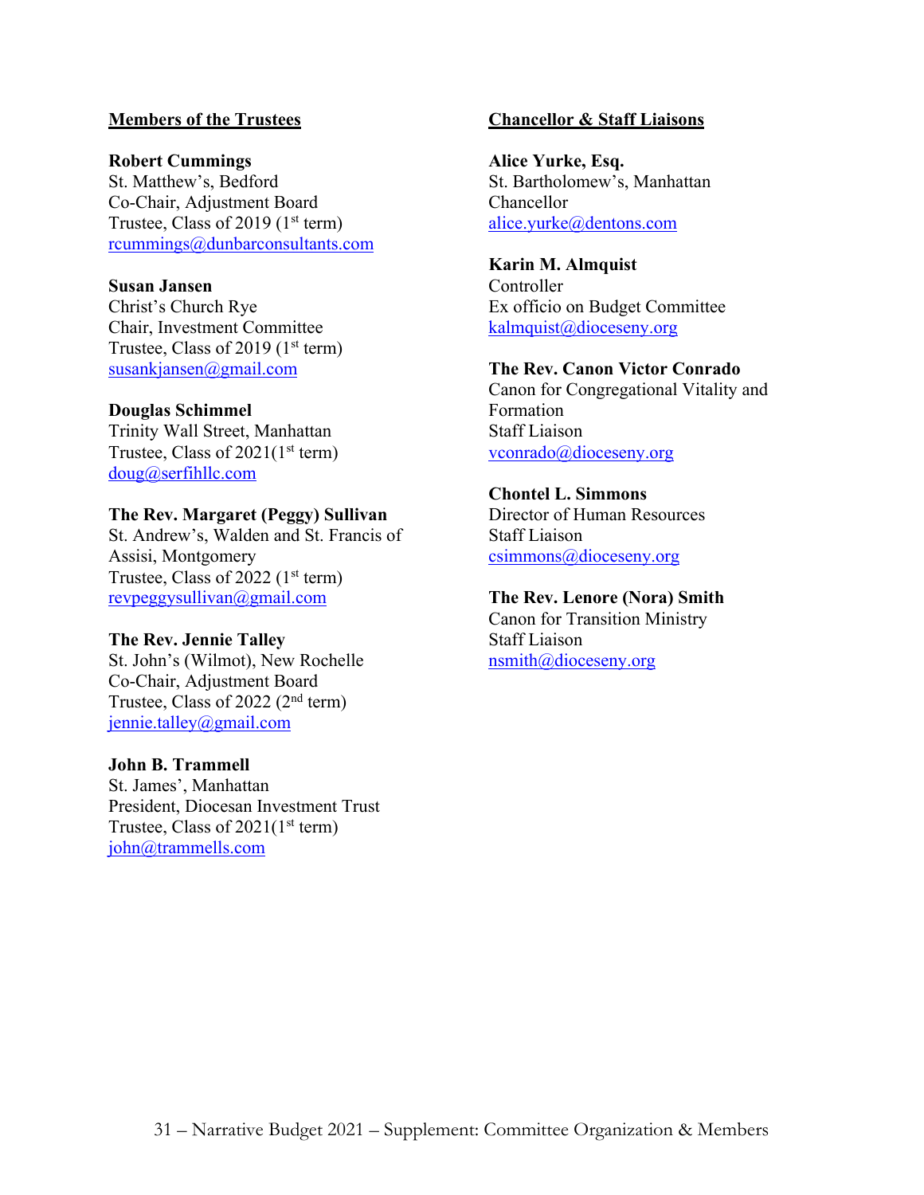**Members of the Trustees**

**Robert Cummings**
St. Matthew's, Bedford
Co-Chair, Adjustment Board
Trustee, Class of 2019 (1st term)
rcummings@dunbarconsultants.com

**Susan Jansen**
Christ's Church Rye
Chair, Investment Committee
Trustee, Class of 2019 (1st term)
susankjansen@gmail.com

**Douglas Schimmel**
Trinity Wall Street, Manhattan
Trustee, Class of 2021(1st term)
doug@serfihllc.com

**The Rev. Margaret (Peggy) Sullivan**
St. Andrew's, Walden and St. Francis of Assisi, Montgomery
Trustee, Class of 2022 (1st term)
revpeggysullivan@gmail.com

**The Rev. Jennie Talley**
St. John's (Wilmot), New Rochelle
Co-Chair, Adjustment Board
Trustee, Class of 2022 (2nd term)
jennie.talley@gmail.com

**John B. Trammell**
St. James', Manhattan
President, Diocesan Investment Trust
Trustee, Class of 2021(1st term)
john@trammells.com

**Chancellor & Staff Liaisons**

**Alice Yurke, Esq.**
St. Bartholomew's, Manhattan
Chancellor
alice.yurke@dentons.com

**Karin M. Almquist**
Controller
Ex officio on Budget Committee
kalmquist@dioceseny.org

**The Rev. Canon Victor Conrado**
Canon for Congregational Vitality and Formation
Staff Liaison
vconrado@dioceseny.org

**Chontel L. Simmons**
Director of Human Resources
Staff Liaison
csimmons@dioceseny.org

**The Rev. Lenore (Nora) Smith**
Canon for Transition Ministry
Staff Liaison
nsmith@dioceseny.org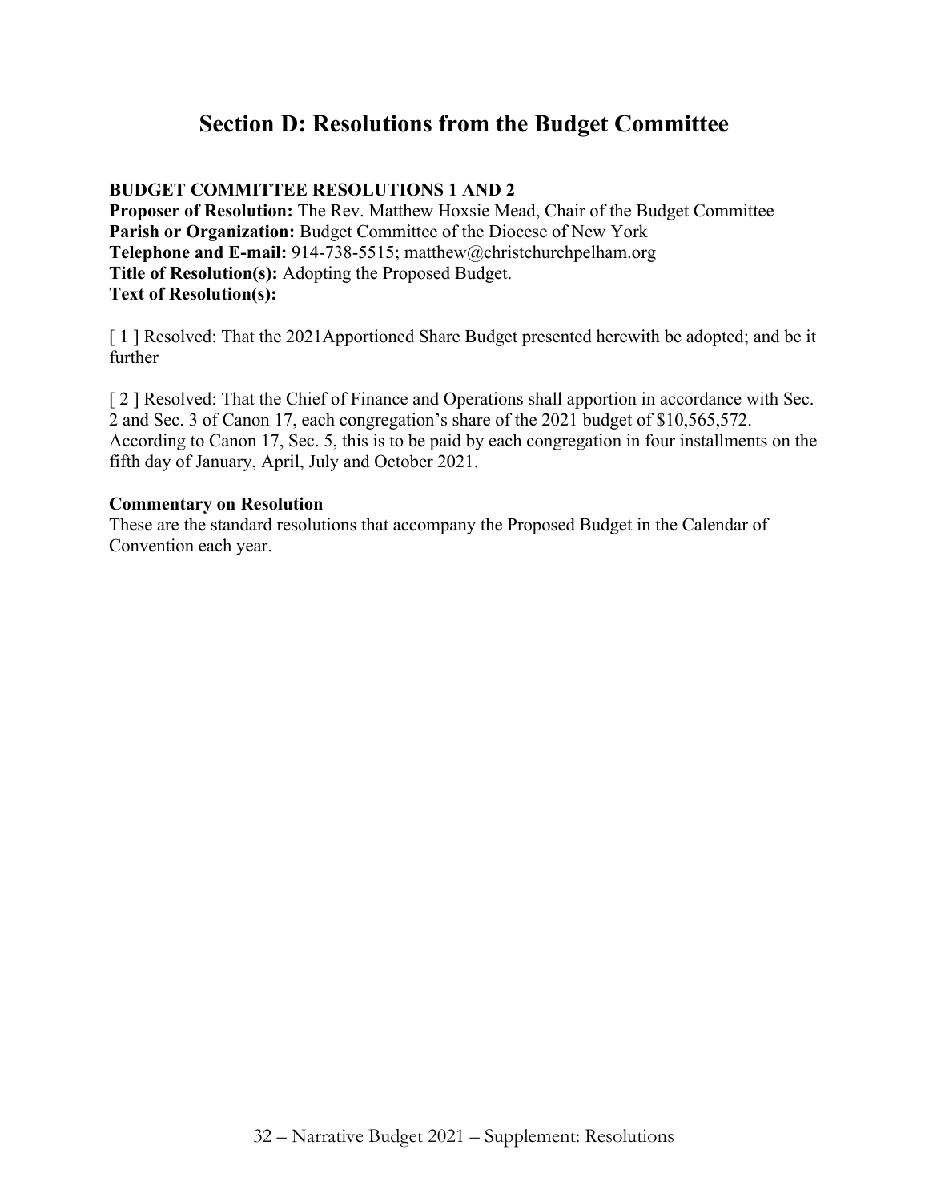# Section D: Resolutions from the Budget Committee

**BUDGET COMMITTEE RESOLUTIONS 1 AND 2**
**Proposer of Resolution:** The Rev. Matthew Hoxsie Mead, Chair of the Budget Committee
**Parish or Organization:** Budget Committee of the Diocese of New York
**Telephone and E-mail:** 914-738-5515; matthew@christchurchpelham.org
**Title of Resolution(s):** Adopting the Proposed Budget.
**Text of Resolution(s):**

[ 1 ] Resolved: That the 2021Apportioned Share Budget presented herewith be adopted; and be it further

[ 2 ] Resolved: That the Chief of Finance and Operations shall apportion in accordance with Sec. 2 and Sec. 3 of Canon 17, each congregation's share of the 2021 budget of $10,565,572. According to Canon 17, Sec. 5, this is to be paid by each congregation in four installments on the fifth day of January, April, July and October 2021.

**Commentary on Resolution**
These are the standard resolutions that accompany the Proposed Budget in the Calendar of Convention each year.